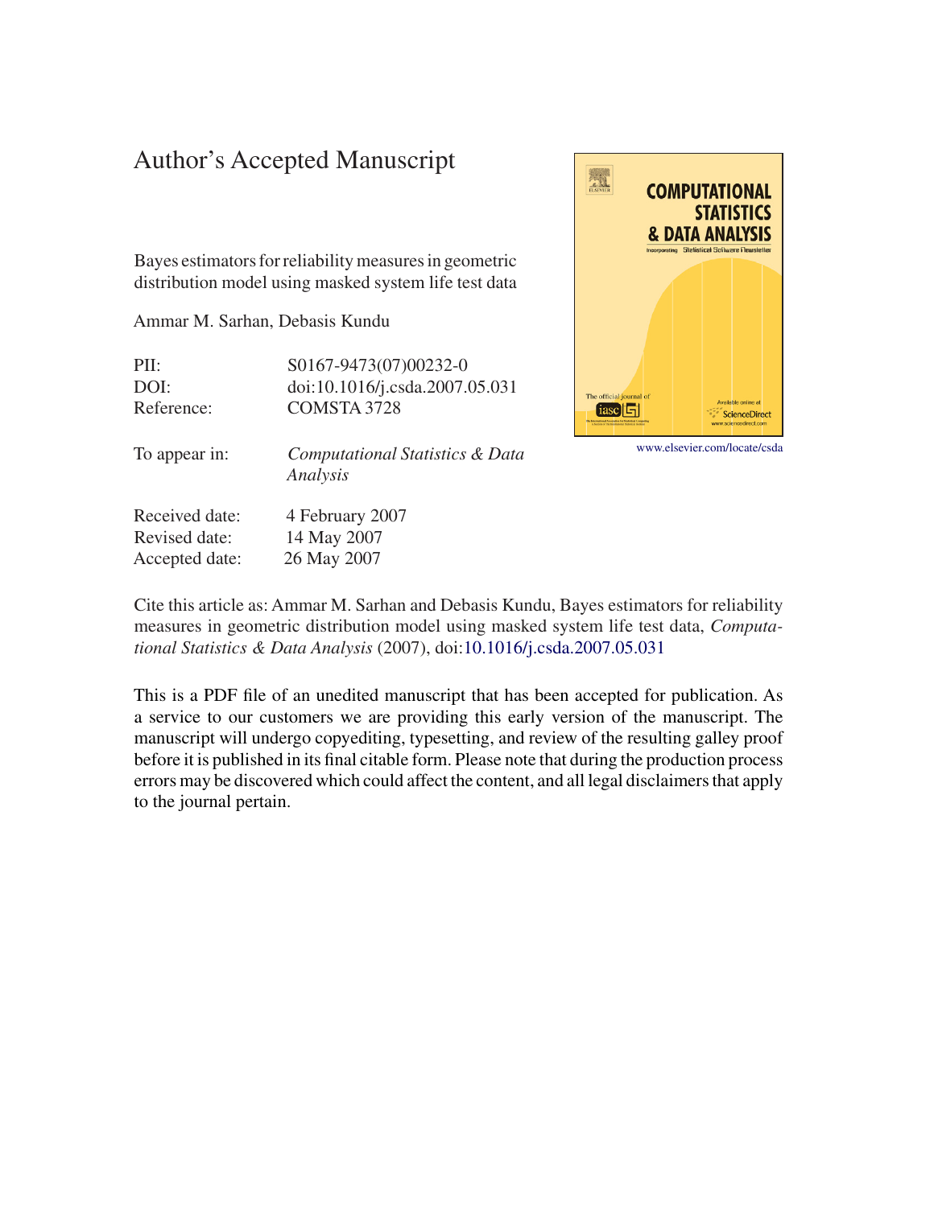# Author's Accepted Manuscript

Bayes estimators for reliability measures in geometric distribution model using masked system life test data

Ammar M. Sarhan, Debasis Kundu

| | |
|---|---|
| PII: | S0167-9473(07)00232-0 |
| DOI: | doi:10.1016/j.csda.2007.05.031 |
| Reference: | COMSTA 3728 |
| To appear in: | *Computational Statistics & Data Analysis* |
| Received date: | 4 February 2007 |
| Revised date: | 14 May 2007 |
| Accepted date: | 26 May 2007 |

www.elsevier.com/locate/csda

Cite this article as: Ammar M. Sarhan and Debasis Kundu, Bayes estimators for reliability measures in geometric distribution model using masked system life test data, *Computational Statistics & Data Analysis* (2007), doi:10.1016/j.csda.2007.05.031

This is a PDF file of an unedited manuscript that has been accepted for publication. As a service to our customers we are providing this early version of the manuscript. The manuscript will undergo copyediting, typesetting, and review of the resulting galley proof before it is published in its final citable form. Please note that during the production process errors may be discovered which could affect the content, and all legal disclaimers that apply to the journal pertain.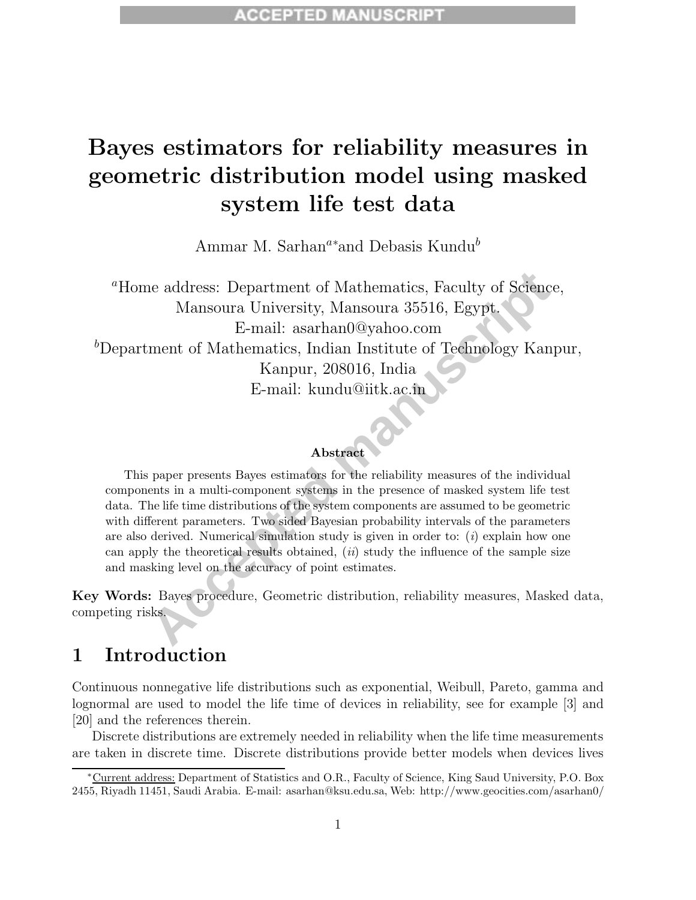# Bayes estimators for reliability measures in geometric distribution model using masked system life test data

Ammar M. Sarhan[a*] and Debasis Kundu[b]

[a]Home address: Department of Mathematics, Faculty of Science, Mansoura University, Mansoura 35516, Egypt.
E-mail: asarhan0@yahoo.com

[b]Department of Mathematics, Indian Institute of Technology Kanpur, Kanpur, 208016, India
E-mail: kundu@iitk.ac.in

## Abstract

This paper presents Bayes estimators for the reliability measures of the individual components in a multi-component systems in the presence of masked system life test data. The life time distributions of the system components are assumed to be geometric with different parameters. Two sided Bayesian probability intervals of the parameters are also derived. Numerical simulation study is given in order to: (*i*) explain how one can apply the theoretical results obtained, (*ii*) study the influence of the sample size and masking level on the accuracy of point estimates.

**Key Words:** Bayes procedure, Geometric distribution, reliability measures, Masked data, competing risks.

## 1 Introduction

Continuous nonnegative life distributions such as exponential, Weibull, Pareto, gamma and lognormal are used to model the life time of devices in reliability, see for example [3] and [20] and the references therein.

Discrete distributions are extremely needed in reliability when the life time measurements are taken in discrete time. Discrete distributions provide better models when devices lives

*Current address: Department of Statistics and O.R., Faculty of Science, King Saud University, P.O. Box 2455, Riyadh 11451, Saudi Arabia. E-mail: asarhan@ksu.edu.sa, Web: http://www.geocities.com/asarhan0/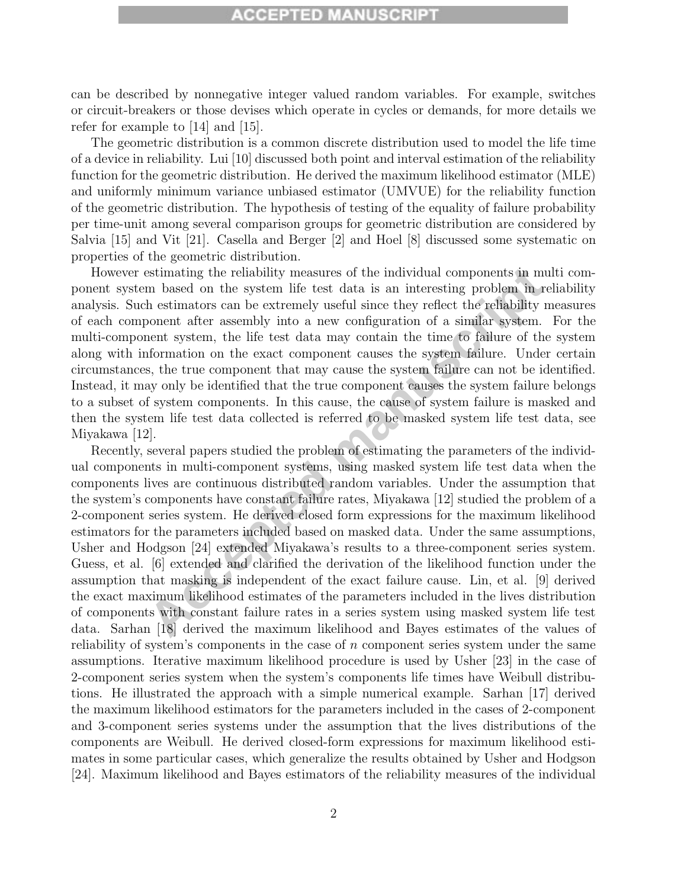can be described by nonnegative integer valued random variables. For example, switches or circuit-breakers or those devises which operate in cycles or demands, for more details we refer for example to [14] and [15].

The geometric distribution is a common discrete distribution used to model the life time of a device in reliability. Lui [10] discussed both point and interval estimation of the reliability function for the geometric distribution. He derived the maximum likelihood estimator (MLE) and uniformly minimum variance unbiased estimator (UMVUE) for the reliability function of the geometric distribution. The hypothesis of testing of the equality of failure probability per time-unit among several comparison groups for geometric distribution are considered by Salvia [15] and Vit [21]. Casella and Berger [2] and Hoel [8] discussed some systematic on properties of the geometric distribution.

However estimating the reliability measures of the individual components in multi component system based on the system life test data is an interesting problem in reliability analysis. Such estimators can be extremely useful since they reflect the reliability measures of each component after assembly into a new configuration of a similar system. For the multi-component system, the life test data may contain the time to failure of the system along with information on the exact component causes the system failure. Under certain circumstances, the true component that may cause the system failure can not be identified. Instead, it may only be identified that the true component causes the system failure belongs to a subset of system components. In this cause, the cause of system failure is masked and then the system life test data collected is referred to be masked system life test data, see Miyakawa [12].

Recently, several papers studied the problem of estimating the parameters of the individual components in multi-component systems, using masked system life test data when the components lives are continuous distributed random variables. Under the assumption that the system's components have constant failure rates, Miyakawa [12] studied the problem of a 2-component series system. He derived closed form expressions for the maximum likelihood estimators for the parameters included based on masked data. Under the same assumptions, Usher and Hodgson [24] extended Miyakawa's results to a three-component series system. Guess, et al. [6] extended and clarified the derivation of the likelihood function under the assumption that masking is independent of the exact failure cause. Lin, et al. [9] derived the exact maximum likelihood estimates of the parameters included in the lives distribution of components with constant failure rates in a series system using masked system life test data. Sarhan [18] derived the maximum likelihood and Bayes estimates of the values of reliability of system's components in the case of $n$ component series system under the same assumptions. Iterative maximum likelihood procedure is used by Usher [23] in the case of 2-component series system when the system's components life times have Weibull distributions. He illustrated the approach with a simple numerical example. Sarhan [17] derived the maximum likelihood estimators for the parameters included in the cases of 2-component and 3-component series systems under the assumption that the lives distributions of the components are Weibull. He derived closed-form expressions for maximum likelihood estimates in some particular cases, which generalize the results obtained by Usher and Hodgson [24]. Maximum likelihood and Bayes estimators of the reliability measures of the individual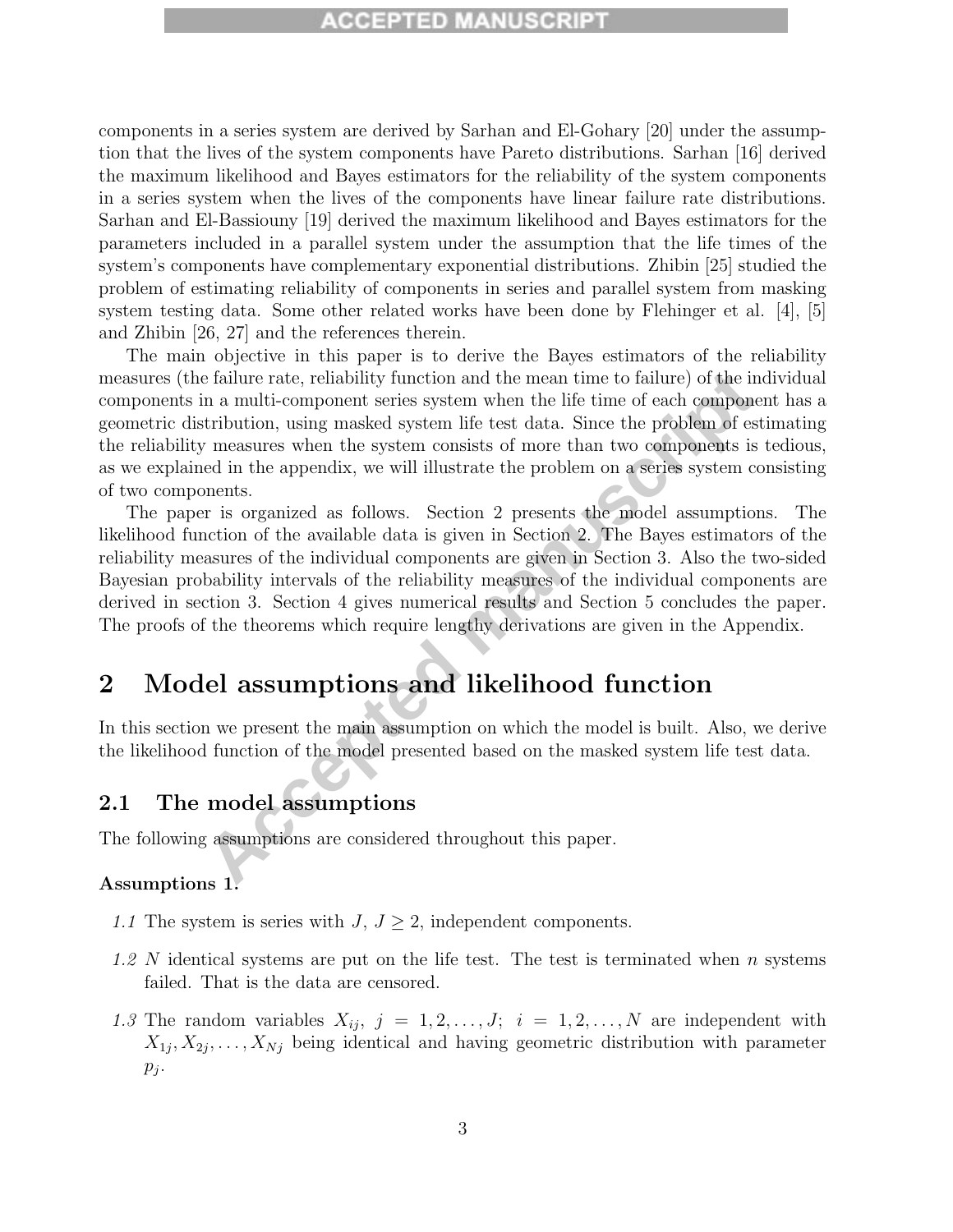components in a series system are derived by Sarhan and El-Gohary [20] under the assumption that the lives of the system components have Pareto distributions. Sarhan [16] derived the maximum likelihood and Bayes estimators for the reliability of the system components in a series system when the lives of the components have linear failure rate distributions. Sarhan and El-Bassiouny [19] derived the maximum likelihood and Bayes estimators for the parameters included in a parallel system under the assumption that the life times of the system's components have complementary exponential distributions. Zhibin [25] studied the problem of estimating reliability of components in series and parallel system from masking system testing data. Some other related works have been done by Flehinger et al. [4], [5] and Zhibin [26, 27] and the references therein.

The main objective in this paper is to derive the Bayes estimators of the reliability measures (the failure rate, reliability function and the mean time to failure) of the individual components in a multi-component series system when the life time of each component has a geometric distribution, using masked system life test data. Since the problem of estimating the reliability measures when the system consists of more than two components is tedious, as we explained in the appendix, we will illustrate the problem on a series system consisting of two components.

The paper is organized as follows. Section 2 presents the model assumptions. The likelihood function of the available data is given in Section 2. The Bayes estimators of the reliability measures of the individual components are given in Section 3. Also the two-sided Bayesian probability intervals of the reliability measures of the individual components are derived in section 3. Section 4 gives numerical results and Section 5 concludes the paper. The proofs of the theorems which require lengthy derivations are given in the Appendix.

# 2 Model assumptions and likelihood function

In this section we present the main assumption on which the model is built. Also, we derive the likelihood function of the model presented based on the masked system life test data.

## 2.1 The model assumptions

The following assumptions are considered throughout this paper.

**Assumptions 1.**

*1.1* The system is series with $J$, $J \geq 2$, independent components.

*1.2* $N$ identical systems are put on the life test. The test is terminated when $n$ systems failed. That is the data are censored.

*1.3* The random variables $X_{ij}$, $j = 1, 2, \ldots, J$; $i = 1, 2, \ldots, N$ are independent with $X_{1j}, X_{2j}, \ldots, X_{Nj}$ being identical and having geometric distribution with parameter $p_j$.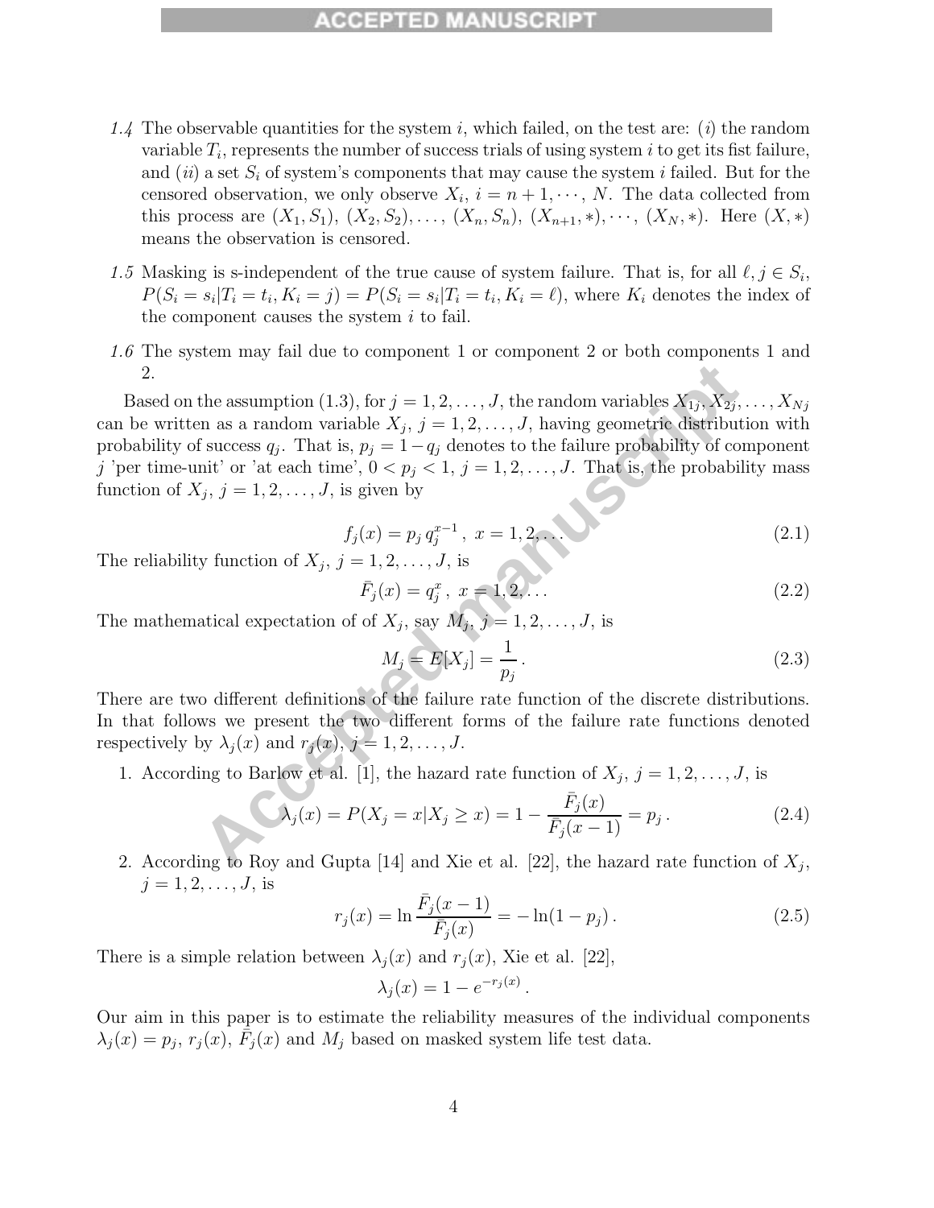*1.4* The observable quantities for the system $i$, which failed, on the test are: ($i$) the random variable $T_i$, represents the number of success trials of using system $i$ to get its fist failure, and ($ii$) a set $S_i$ of system's components that may cause the system $i$ failed. But for the censored observation, we only observe $X_i$, $i = n+1, \cdots, N$. The data collected from this process are $(X_1, S_1)$, $(X_2, S_2)$, $\ldots$, $(X_n, S_n)$, $(X_{n+1}, *)$, $\cdots$, $(X_N, *)$. Here $(X, *)$ means the observation is censored.

*1.5* Masking is s-independent of the true cause of system failure. That is, for all $\ell, j \in S_i$, $P(S_i = s_i | T_i = t_i, K_i = j) = P(S_i = s_i | T_i = t_i, K_i = \ell)$, where $K_i$ denotes the index of the component causes the system $i$ to fail.

*1.6* The system may fail due to component 1 or component 2 or both components 1 and 2.

Based on the assumption (1.3), for $j = 1, 2, \ldots, J$, the random variables $X_{1j}, X_{2j}, \ldots, X_{Nj}$ can be written as a random variable $X_j$, $j = 1, 2, \ldots, J$, having geometric distribution with probability of success $q_j$. That is, $p_j = 1 - q_j$ denotes to the failure probability of component $j$ 'per time-unit' or 'at each time', $0 < p_j < 1$, $j = 1, 2, \ldots, J$. That is, the probability mass function of $X_j$, $j = 1, 2, \ldots, J$, is given by

$$f_j(x) = p_j \, q_j^{x-1} \, , \; x = 1, 2, \ldots \tag{2.1}$$

The reliability function of $X_j$, $j = 1, 2, \ldots, J$, is

$$\bar{F}_j(x) = q_j^x \, , \; x = 1, 2, \ldots \tag{2.2}$$

The mathematical expectation of of $X_j$, say $M_j$, $j = 1, 2, \ldots, J$, is

$$M_j = E[X_j] = \frac{1}{p_j} \, . \tag{2.3}$$

There are two different definitions of the failure rate function of the discrete distributions. In that follows we present the two different forms of the failure rate functions denoted respectively by $\lambda_j(x)$ and $r_j(x)$, $j = 1, 2, \ldots, J$.

1. According to Barlow et al. [1], the hazard rate function of $X_j$, $j = 1, 2, \ldots, J$, is

$$\lambda_j(x) = P(X_j = x | X_j \geq x) = 1 - \frac{\bar{F}_j(x)}{\bar{F}_j(x-1)} = p_j \, . \tag{2.4}$$

2. According to Roy and Gupta [14] and Xie et al. [22], the hazard rate function of $X_j$, $j = 1, 2, \ldots, J$, is

$$r_j(x) = \ln \frac{\bar{F}_j(x-1)}{\bar{F}_j(x)} = -\ln(1 - p_j) \, . \tag{2.5}$$

There is a simple relation between $\lambda_j(x)$ and $r_j(x)$, Xie et al. [22],

$$\lambda_j(x) = 1 - e^{-r_j(x)} \, .$$

Our aim in this paper is to estimate the reliability measures of the individual components $\lambda_j(x) = p_j$, $r_j(x)$, $\bar{F}_j(x)$ and $M_j$ based on masked system life test data.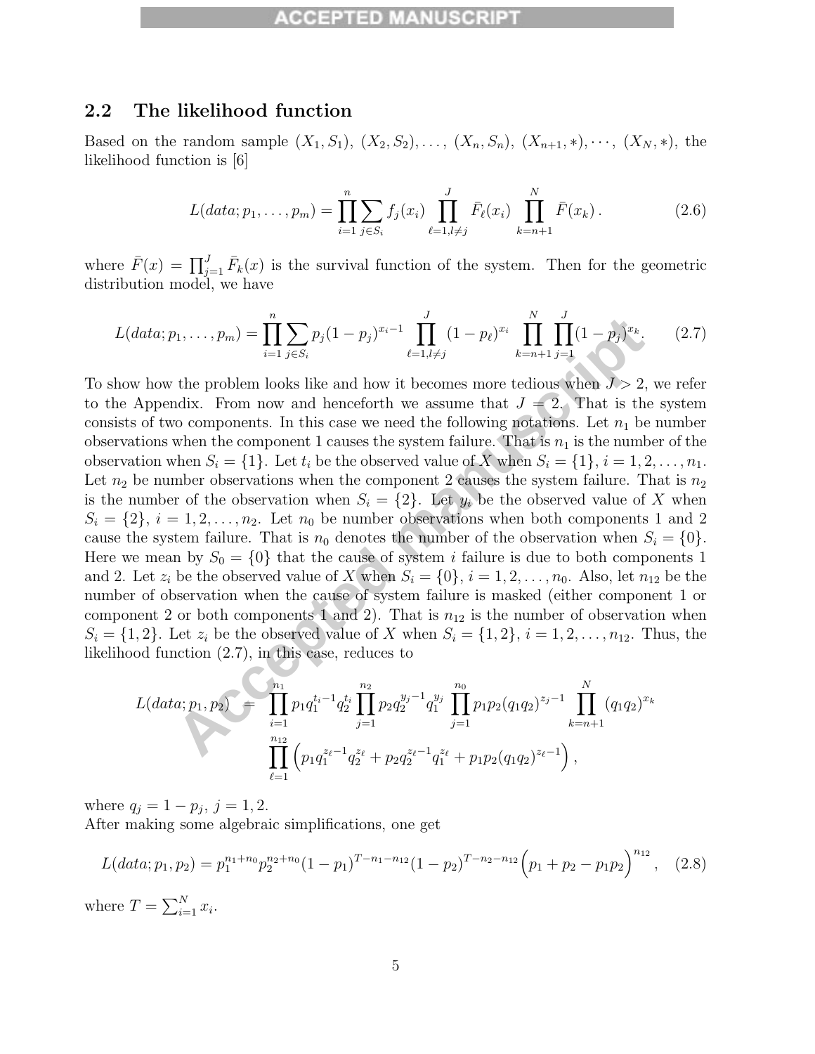## 2.2 The likelihood function

Based on the random sample $(X_1, S_1)$, $(X_2, S_2), \ldots, (X_n, S_n)$, $(X_{n+1}, *), \cdots, (X_N, *)$, the likelihood function is [6]

$$L(data; p_1, \ldots, p_m) = \prod_{i=1}^{n} \sum_{j \in S_i} f_j(x_i) \prod_{\ell=1, l \neq j}^{J} \bar{F}_\ell(x_i) \prod_{k=n+1}^{N} \bar{F}(x_k) . \tag{2.6}$$

where $\bar{F}(x) = \prod_{j=1}^{J} \bar{F}_k(x)$ is the survival function of the system. Then for the geometric distribution model, we have

$$L(data; p_1, \ldots, p_m) = \prod_{i=1}^{n} \sum_{j \in S_i} p_j (1-p_j)^{x_i - 1} \prod_{\ell=1, l \neq j}^{J} (1-p_\ell)^{x_i} \prod_{k=n+1}^{N} \prod_{j=1}^{J} (1-p_j)^{x_k} . \tag{2.7}$$

To show how the problem looks like and how it becomes more tedious when $J > 2$, we refer to the Appendix. From now and henceforth we assume that $J = 2$. That is the system consists of two components. In this case we need the following notations. Let $n_1$ be number observations when the component 1 causes the system failure. That is $n_1$ is the number of the observation when $S_i = \{1\}$. Let $t_i$ be the observed value of $X$ when $S_i = \{1\}$, $i = 1, 2, \ldots, n_1$. Let $n_2$ be number observations when the component 2 causes the system failure. That is $n_2$ is the number of the observation when $S_i = \{2\}$. Let $y_i$ be the observed value of $X$ when $S_i = \{2\}$, $i = 1, 2, \ldots, n_2$. Let $n_0$ be number observations when both components 1 and 2 cause the system failure. That is $n_0$ denotes the number of the observation when $S_i = \{0\}$. Here we mean by $S_0 = \{0\}$ that the cause of system $i$ failure is due to both components 1 and 2. Let $z_i$ be the observed value of $X$ when $S_i = \{0\}$, $i = 1, 2, \ldots, n_0$. Also, let $n_{12}$ be the number of observation when the cause of system failure is masked (either component 1 or component 2 or both components 1 and 2). That is $n_{12}$ is the number of observation when $S_i = \{1, 2\}$. Let $z_i$ be the observed value of $X$ when $S_i = \{1, 2\}$, $i = 1, 2, \ldots, n_{12}$. Thus, the likelihood function (2.7), in this case, reduces to

$$\begin{aligned} L(data; p_1, p_2) \;\; = \;\; & \prod_{i=1}^{n_1} p_1 q_1^{t_i - 1} q_2^{t_i} \prod_{j=1}^{n_2} p_2 q_2^{y_j - 1} q_1^{y_j} \prod_{j=1}^{n_0} p_1 p_2 (q_1 q_2)^{z_j - 1} \prod_{k=n+1}^{N} (q_1 q_2)^{x_k} \\ & \prod_{\ell=1}^{n_{12}} \left( p_1 q_1^{z_\ell - 1} q_2^{z_\ell} + p_2 q_2^{z_\ell - 1} q_1^{z_\ell} + p_1 p_2 (q_1 q_2)^{z_\ell - 1} \right), \end{aligned}$$

where $q_j = 1 - p_j$, $j = 1, 2$.

After making some algebraic simplifications, one get

$$L(data; p_1, p_2) = p_1^{n_1 + n_0} p_2^{n_2 + n_0} (1-p_1)^{T - n_1 - n_{12}} (1-p_2)^{T - n_2 - n_{12}} \Big( p_1 + p_2 - p_1 p_2 \Big)^{n_{12}}, \tag{2.8}$$

where $T = \sum_{i=1}^{N} x_i$.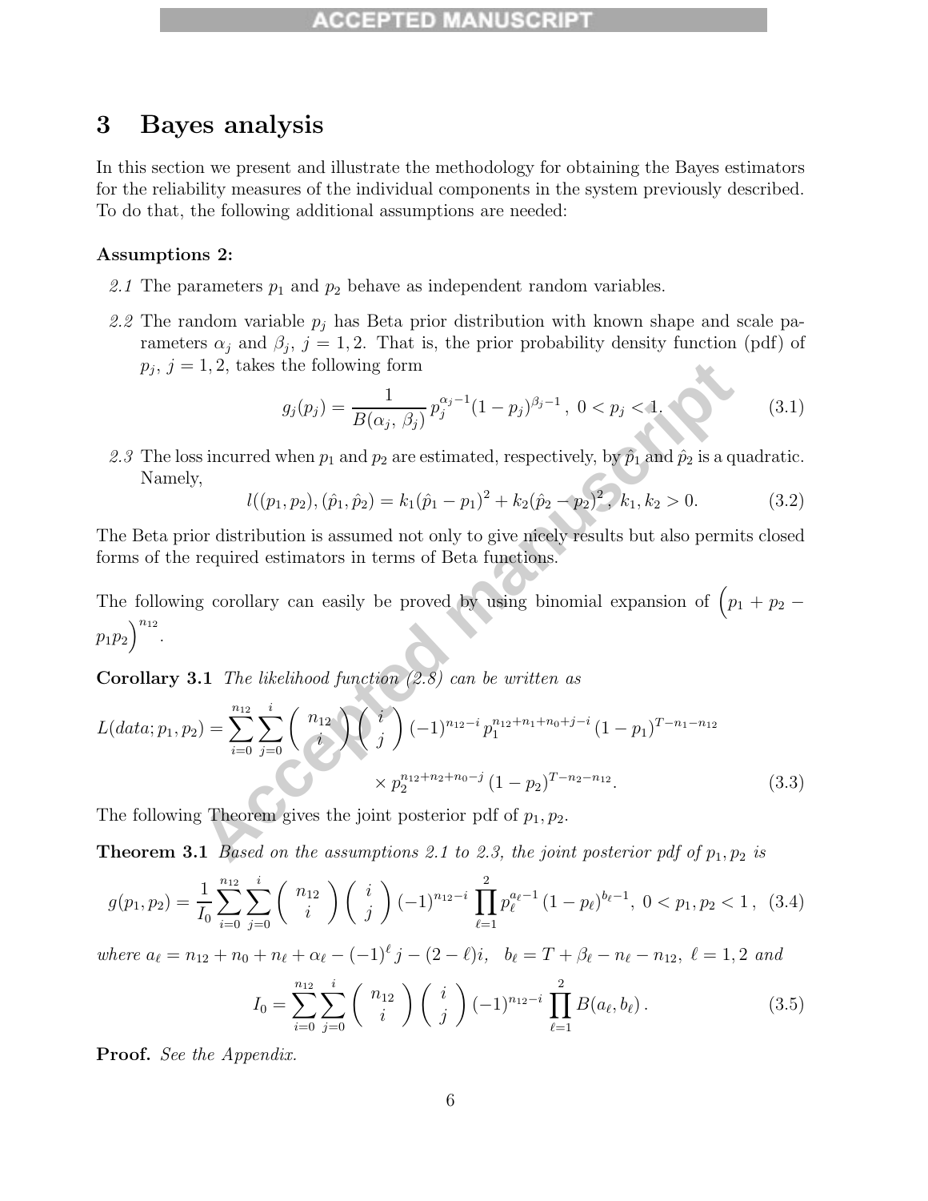# 3 Bayes analysis

In this section we present and illustrate the methodology for obtaining the Bayes estimators for the reliability measures of the individual components in the system previously described. To do that, the following additional assumptions are needed:

**Assumptions 2:**

*2.1* The parameters $p_1$ and $p_2$ behave as independent random variables.

*2.2* The random variable $p_j$ has Beta prior distribution with known shape and scale parameters $\alpha_j$ and $\beta_j$, $j = 1, 2$. That is, the prior probability density function (pdf) of $p_j$, $j = 1, 2$, takes the following form

$$g_j(p_j) = \frac{1}{B(\alpha_j,\, \beta_j)}\, p_j^{\alpha_j - 1}(1-p_j)^{\beta_j - 1}\,,\ 0 < p_j < 1. \tag{3.1}$$

*2.3* The loss incurred when $p_1$ and $p_2$ are estimated, respectively, by $\hat{p}_1$ and $\hat{p}_2$ is a quadratic. Namely,

$$l((p_1, p_2), (\hat{p}_1, \hat{p}_2) = k_1(\hat{p}_1 - p_1)^2 + k_2(\hat{p}_2 - p_2)^2,\ k_1, k_2 > 0. \tag{3.2}$$

The Beta prior distribution is assumed not only to give nicely results but also permits closed forms of the required estimators in terms of Beta functions.

The following corollary can easily be proved by using binomial expansion of $\Big(p_1 + p_2 - p_1 p_2\Big)^{n_{12}}$.

**Corollary 3.1** *The likelihood function (2.8) can be written as*

$$\begin{aligned} L(data; p_1, p_2) = \sum_{i=0}^{n_{12}} \sum_{j=0}^{i} \binom{n_{12}}{i}\binom{i}{j} (-1)^{n_{12}-i}\, p_1^{n_{12}+n_1+n_0+j-i}\, (1-p_1)^{T-n_1-n_{12}} \\ \times\, p_2^{n_{12}+n_2+n_0-j}\, (1-p_2)^{T-n_2-n_{12}}. \end{aligned} \tag{3.3}$$

The following Theorem gives the joint posterior pdf of $p_1, p_2$.

**Theorem 3.1** *Based on the assumptions 2.1 to 2.3, the joint posterior pdf of $p_1, p_2$ is*

$$g(p_1, p_2) = \frac{1}{I_0} \sum_{i=0}^{n_{12}} \sum_{j=0}^{i} \binom{n_{12}}{i}\binom{i}{j} (-1)^{n_{12}-i} \prod_{\ell=1}^{2} p_\ell^{a_\ell - 1}\, (1-p_\ell)^{b_\ell - 1},\ 0 < p_1, p_2 < 1\,, \tag{3.4}$$

*where* $a_\ell = n_{12} + n_0 + n_\ell + \alpha_\ell - (-1)^\ell j - (2-\ell)i$, $\ b_\ell = T + \beta_\ell - n_\ell - n_{12},\ \ell = 1, 2$ *and*

$$I_0 = \sum_{i=0}^{n_{12}} \sum_{j=0}^{i} \binom{n_{12}}{i}\binom{i}{j} (-1)^{n_{12}-i} \prod_{\ell=1}^{2} B(a_\ell, b_\ell)\,. \tag{3.5}$$

**Proof.** *See the Appendix.*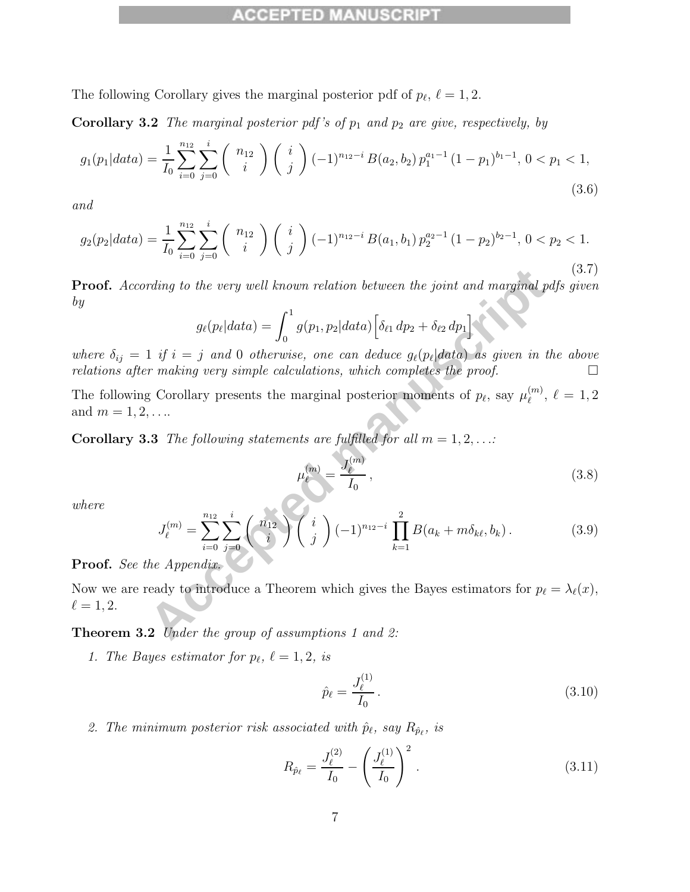The following Corollary gives the marginal posterior pdf of $p_\ell$, $\ell = 1, 2$.

**Corollary 3.2** *The marginal posterior pdf's of $p_1$ and $p_2$ are give, respectively, by*

$$g_1(p_1|data) = \frac{1}{I_0} \sum_{i=0}^{n_{12}} \sum_{j=0}^{i} \binom{n_{12}}{i} \binom{i}{j} (-1)^{n_{12}-i} \, B(a_2, b_2) \, p_1^{a_1-1} \, (1-p_1)^{b_1-1}, \; 0 < p_1 < 1, \tag{3.6}$$

*and*

$$g_2(p_2|data) = \frac{1}{I_0} \sum_{i=0}^{n_{12}} \sum_{j=0}^{i} \binom{n_{12}}{i} \binom{i}{j} (-1)^{n_{12}-i} \, B(a_1, b_1) \, p_2^{a_2-1} \, (1-p_2)^{b_2-1}, \; 0 < p_2 < 1. \tag{3.7}$$

**Proof.** *According to the very well known relation between the joint and marginal pdfs given by*

$$g_\ell(p_\ell|data) = \int_0^1 g(p_1, p_2|data) \Big[ \delta_{\ell 1} \, dp_2 + \delta_{\ell 2} \, dp_1 \Big]$$

*where $\delta_{ij} = 1$ if $i = j$ and $0$ otherwise, one can deduce $g_\ell(p_\ell|data)$ as given in the above relations after making very simple calculations, which completes the proof.* □

The following Corollary presents the marginal posterior moments of $p_\ell$, say $\mu_\ell^{(m)}$, $\ell = 1, 2$ and $m = 1, 2, \ldots$.

**Corollary 3.3** *The following statements are fulfilled for all $m = 1, 2, \ldots$:*

$$\mu_\ell^{(m)} = \frac{J_\ell^{(m)}}{I_0}\,, \tag{3.8}$$

*where*

$$J_\ell^{(m)} = \sum_{i=0}^{n_{12}} \sum_{j=0}^{i} \binom{n_{12}}{i} \binom{i}{j} (-1)^{n_{12}-i} \prod_{k=1}^{2} B(a_k + m\delta_{k\ell}, b_k)\,. \tag{3.9}$$

**Proof.** *See the Appendix.*

Now we are ready to introduce a Theorem which gives the Bayes estimators for $p_\ell = \lambda_\ell(x)$, $\ell = 1, 2$.

**Theorem 3.2** *Under the group of assumptions 1 and 2:*

1. *The Bayes estimator for $p_\ell$, $\ell = 1, 2$, is*

$$\hat{p}_\ell = \frac{J_\ell^{(1)}}{I_0}\,. \tag{3.10}$$

2. *The minimum posterior risk associated with $\hat{p}_\ell$, say $R_{\hat{p}_\ell}$, is*

$$R_{\hat{p}_\ell} = \frac{J_\ell^{(2)}}{I_0} - \left( \frac{J_\ell^{(1)}}{I_0} \right)^2 . \tag{3.11}$$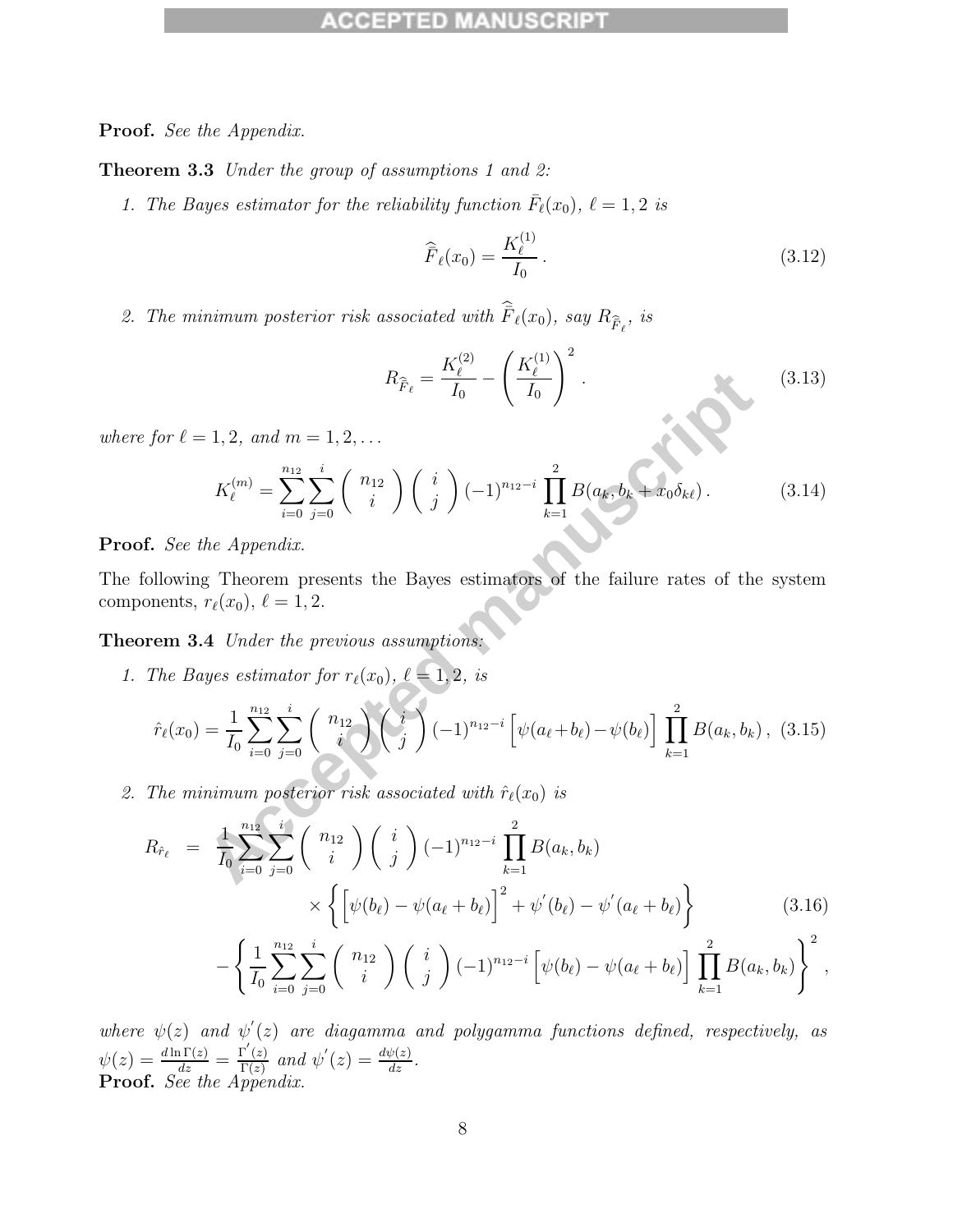**Proof.** *See the Appendix.*

**Theorem 3.3** *Under the group of assumptions 1 and 2:*

1. *The Bayes estimator for the reliability function $\bar{F}_\ell(x_0)$, $\ell = 1, 2$ is*

$$\widehat{\bar{F}}_\ell(x_0) = \frac{K_\ell^{(1)}}{I_0}\,. \tag{3.12}$$

2. *The minimum posterior risk associated with $\widehat{\bar{F}}_\ell(x_0)$, say $R_{\widehat{\bar{F}}_\ell}$, is*

$$R_{\widehat{\bar{F}}_\ell} = \frac{K_\ell^{(2)}}{I_0} - \left(\frac{K_\ell^{(1)}}{I_0}\right)^2. \tag{3.13}$$

*where for $\ell = 1, 2$, and $m = 1, 2, \ldots$*

$$K_\ell^{(m)} = \sum_{i=0}^{n_{12}} \sum_{j=0}^{i} \binom{n_{12}}{i} \binom{i}{j} (-1)^{n_{12}-i} \prod_{k=1}^{2} B(a_k, b_k + x_0 \delta_{k\ell})\,. \tag{3.14}$$

**Proof.** *See the Appendix.*

The following Theorem presents the Bayes estimators of the failure rates of the system components, $r_\ell(x_0)$, $\ell = 1, 2$.

**Theorem 3.4** *Under the previous assumptions:*

1. *The Bayes estimator for $r_\ell(x_0)$, $\ell = 1, 2$, is*

$$\hat{r}_\ell(x_0) = \frac{1}{I_0} \sum_{i=0}^{n_{12}} \sum_{j=0}^{i} \binom{n_{12}}{i} \binom{i}{j} (-1)^{n_{12}-i} \Big[\psi(a_\ell + b_\ell) - \psi(b_\ell)\Big] \prod_{k=1}^{2} B(a_k, b_k)\,, \tag{3.15}$$

2. *The minimum posterior risk associated with $\hat{r}_\ell(x_0)$ is*

$$\begin{aligned} R_{\hat{r}_\ell} = {} & \frac{1}{I_0} \sum_{i=0}^{n_{12}} \sum_{j=0}^{i} \binom{n_{12}}{i} \binom{i}{j} (-1)^{n_{12}-i} \prod_{k=1}^{2} B(a_k, b_k) \\ & \times \left\{ \Big[\psi(b_\ell) - \psi(a_\ell + b_\ell)\Big]^2 + \psi'(b_\ell) - \psi'(a_\ell + b_\ell) \right\} \\ & - \left\{ \frac{1}{I_0} \sum_{i=0}^{n_{12}} \sum_{j=0}^{i} \binom{n_{12}}{i} \binom{i}{j} (-1)^{n_{12}-i} \Big[\psi(b_\ell) - \psi(a_\ell + b_\ell)\Big] \prod_{k=1}^{2} B(a_k, b_k) \right\}^2, \end{aligned} \tag{3.16}$$

*where $\psi(z)$ and $\psi'(z)$ are diagamma and polygamma functions defined, respectively, as $\psi(z) = \frac{d \ln \Gamma(z)}{dz} = \frac{\Gamma'(z)}{\Gamma(z)}$ and $\psi'(z) = \frac{d\psi(z)}{dz}$.*

**Proof.** *See the Appendix.*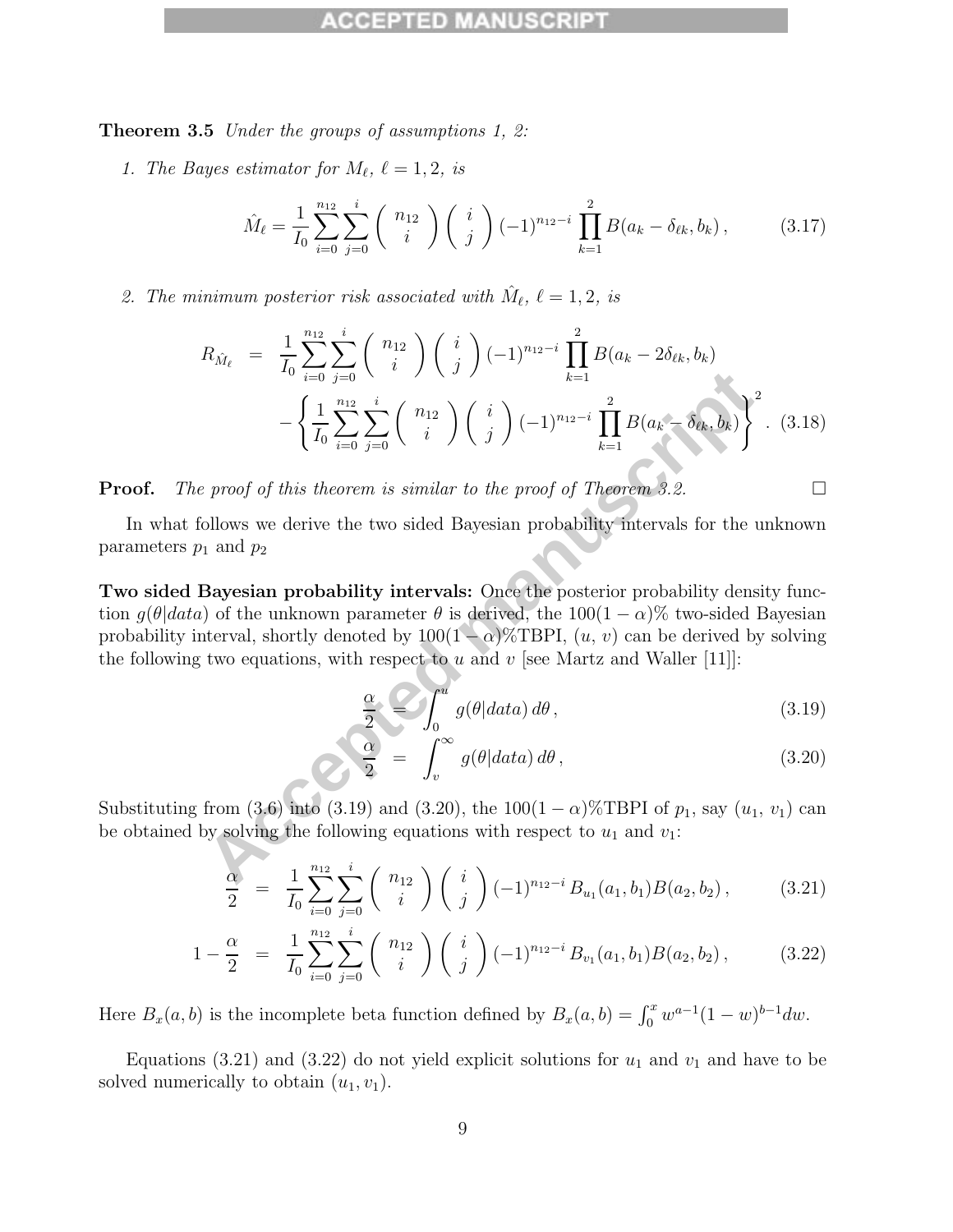**Theorem 3.5** *Under the groups of assumptions 1, 2:*

1. *The Bayes estimator for $M_\ell$, $\ell = 1, 2$, is*

$$\hat{M}_\ell = \frac{1}{I_0} \sum_{i=0}^{n_{12}} \sum_{j=0}^{i} \binom{n_{12}}{i} \binom{i}{j} (-1)^{n_{12}-i} \prod_{k=1}^{2} B(a_k - \delta_{\ell k}, b_k) \,, \tag{3.17}$$

2. *The minimum posterior risk associated with $\hat{M}_\ell$, $\ell = 1, 2$, is*

$$\begin{aligned} R_{\hat{M}_\ell} &= \frac{1}{I_0} \sum_{i=0}^{n_{12}} \sum_{j=0}^{i} \binom{n_{12}}{i} \binom{i}{j} (-1)^{n_{12}-i} \prod_{k=1}^{2} B(a_k - 2\delta_{\ell k}, b_k) \\ &\quad - \left\{ \frac{1}{I_0} \sum_{i=0}^{n_{12}} \sum_{j=0}^{i} \binom{n_{12}}{i} \binom{i}{j} (-1)^{n_{12}-i} \prod_{k=1}^{2} B(a_k - \delta_{\ell k}, b_k) \right\}^2 . \end{aligned} \tag{3.18}$$

**Proof.** *The proof of this theorem is similar to the proof of Theorem 3.2.* □

In what follows we derive the two sided Bayesian probability intervals for the unknown parameters $p_1$ and $p_2$

**Two sided Bayesian probability intervals:** Once the posterior probability density function $g(\theta|data)$ of the unknown parameter $\theta$ is derived, the $100(1-\alpha)\%$ two-sided Bayesian probability interval, shortly denoted by $100(1-\alpha)\%$TBPI, $(u, v)$ can be derived by solving the following two equations, with respect to $u$ and $v$ [see Martz and Waller [11]]:

$$\frac{\alpha}{2} = \int_0^u g(\theta|data)\, d\theta \,, \tag{3.19}$$

$$\frac{\alpha}{2} = \int_v^\infty g(\theta|data)\, d\theta \,, \tag{3.20}$$

Substituting from (3.6) into (3.19) and (3.20), the $100(1-\alpha)\%$TBPI of $p_1$, say $(u_1, v_1)$ can be obtained by solving the following equations with respect to $u_1$ and $v_1$:

$$\frac{\alpha}{2} = \frac{1}{I_0} \sum_{i=0}^{n_{12}} \sum_{j=0}^{i} \binom{n_{12}}{i} \binom{i}{j} (-1)^{n_{12}-i} B_{u_1}(a_1, b_1) B(a_2, b_2) \,, \tag{3.21}$$

$$1 - \frac{\alpha}{2} = \frac{1}{I_0} \sum_{i=0}^{n_{12}} \sum_{j=0}^{i} \binom{n_{12}}{i} \binom{i}{j} (-1)^{n_{12}-i} B_{v_1}(a_1, b_1) B(a_2, b_2) \,, \tag{3.22}$$

Here $B_x(a,b)$ is the incomplete beta function defined by $B_x(a,b) = \int_0^x w^{a-1}(1-w)^{b-1} dw$.

Equations (3.21) and (3.22) do not yield explicit solutions for $u_1$ and $v_1$ and have to be solved numerically to obtain $(u_1, v_1)$.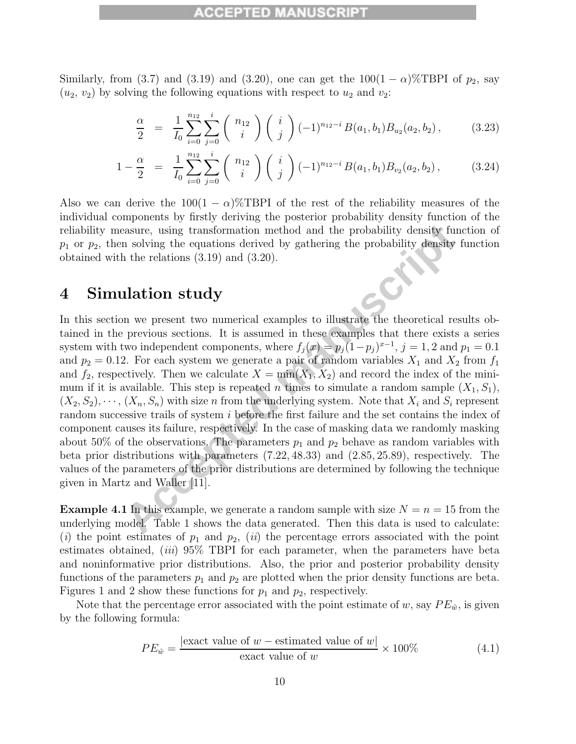Similarly, from (3.7) and (3.19) and (3.20), one can get the $100(1-\alpha)\%$TBPI of $p_2$, say $(u_2, v_2)$ by solving the following equations with respect to $u_2$ and $v_2$:

$$\frac{\alpha}{2} = \frac{1}{I_0}\sum_{i=0}^{n_{12}}\sum_{j=0}^{i}\binom{n_{12}}{i}\binom{i}{j}(-1)^{n_{12}-i}B(a_1,b_1)B_{u_2}(a_2,b_2)\,, \tag{3.23}$$

$$1-\frac{\alpha}{2} = \frac{1}{I_0}\sum_{i=0}^{n_{12}}\sum_{j=0}^{i}\binom{n_{12}}{i}\binom{i}{j}(-1)^{n_{12}-i}B(a_1,b_1)B_{v_2}(a_2,b_2)\,, \tag{3.24}$$

Also we can derive the $100(1-\alpha)\%$TBPI of the rest of the reliability measures of the individual components by firstly deriving the posterior probability density function of the reliability measure, using transformation method and the probability density function of $p_1$ or $p_2$, then solving the equations derived by gathering the probability density function obtained with the relations (3.19) and (3.20).

# 4 Simulation study

In this section we present two numerical examples to illustrate the theoretical results obtained in the previous sections. It is assumed in these examples that there exists a series system with two independent components, where $f_j(x) = p_j(1-p_j)^{x-1}$, $j = 1, 2$ and $p_1 = 0.1$ and $p_2 = 0.12$. For each system we generate a pair of random variables $X_1$ and $X_2$ from $f_1$ and $f_2$, respectively. Then we calculate $X = \min(X_1, X_2)$ and record the index of the minimum if it is available. This step is repeated $n$ times to simulate a random sample $(X_1, S_1)$, $(X_2, S_2), \cdots, (X_n, S_n)$ with size $n$ from the underlying system. Note that $X_i$ and $S_i$ represent random successive trails of system $i$ before the first failure and the set contains the index of component causes its failure, respectively. In the case of masking data we randomly masking about 50% of the observations. The parameters $p_1$ and $p_2$ behave as random variables with beta prior distributions with parameters $(7.22, 48.33)$ and $(2.85, 25.89)$, respectively. The values of the parameters of the prior distributions are determined by following the technique given in Martz and Waller [11].

**Example 4.1** In this example, we generate a random sample with size $N = n = 15$ from the underlying model. Table 1 shows the data generated. Then this data is used to calculate: (*i*) the point estimates of $p_1$ and $p_2$, (*ii*) the percentage errors associated with the point estimates obtained, (*iii*) 95% TBPI for each parameter, when the parameters have beta and noninformative prior distributions. Also, the prior and posterior probability density functions of the parameters $p_1$ and $p_2$ are plotted when the prior density functions are beta. Figures 1 and 2 show these functions for $p_1$ and $p_2$, respectively.

Note that the percentage error associated with the point estimate of $w$, say $PE_{\hat{w}}$, is given by the following formula:

$$PE_{\hat{w}} = \frac{|\text{exact value of } w - \text{estimated value of } w|}{\text{exact value of } w} \times 100\% \tag{4.1}$$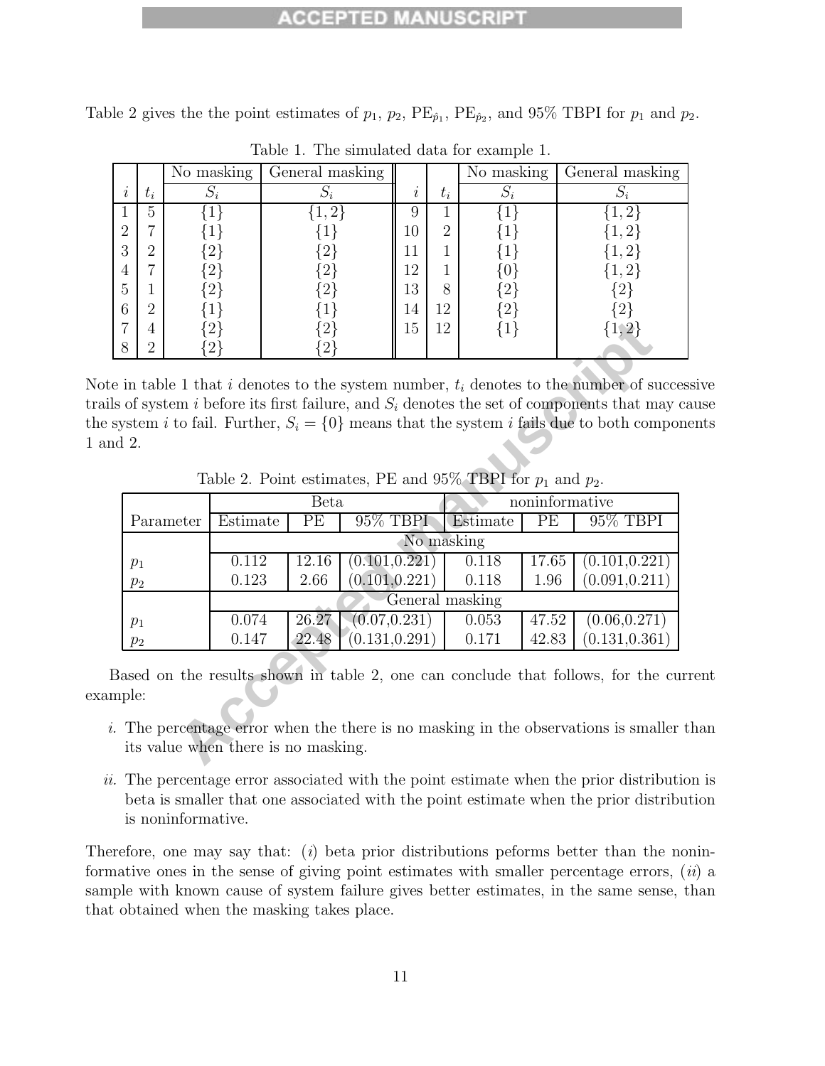Table 2 gives the the point estimates of $p_1$, $p_2$, $\text{PE}_{\hat{p}_1}$, $\text{PE}_{\hat{p}_2}$, and 95% TBPI for $p_1$ and $p_2$.

Table 1. The simulated data for example 1.

| | | No masking | General masking | | | No masking | General masking |
|---|---|---|---|---|---|---|---|
| $i$ | $t_i$ | $S_i$ | $S_i$ | $i$ | $t_i$ | $S_i$ | $S_i$ |
| 1 | 5 | $\{1\}$ | $\{1,2\}$ | 9 | 1 | $\{1\}$ | $\{1,2\}$ |
| 2 | 7 | $\{1\}$ | $\{1\}$ | 10 | 2 | $\{1\}$ | $\{1,2\}$ |
| 3 | 2 | $\{2\}$ | $\{2\}$ | 11 | 1 | $\{1\}$ | $\{1,2\}$ |
| 4 | 7 | $\{2\}$ | $\{2\}$ | 12 | 1 | $\{0\}$ | $\{1,2\}$ |
| 5 | 1 | $\{2\}$ | $\{2\}$ | 13 | 8 | $\{2\}$ | $\{2\}$ |
| 6 | 2 | $\{1\}$ | $\{1\}$ | 14 | 12 | $\{2\}$ | $\{2\}$ |
| 7 | 4 | $\{2\}$ | $\{2\}$ | 15 | 12 | $\{1\}$ | $\{1,2\}$ |
| 8 | 2 | $\{2\}$ | $\{2\}$ | | | | |

Note in table 1 that $i$ denotes to the system number, $t_i$ denotes to the number of successive trails of system $i$ before its first failure, and $S_i$ denotes the set of components that may cause the system $i$ to fail. Further, $S_i = \{0\}$ means that the system $i$ fails due to both components 1 and 2.

Table 2. Point estimates, PE and 95% TBPI for $p_1$ and $p_2$.

| | Beta | | | noninformative | | |
|---|---|---|---|---|---|---|
| Parameter | Estimate | PE | 95% TBPI | Estimate | PE | 95% TBPI |
| | No masking | | | | | |
| $p_1$ | 0.112 | 12.16 | (0.101,0.221) | 0.118 | 17.65 | (0.101,0.221) |
| $p_2$ | 0.123 | 2.66 | (0.101,0.221) | 0.118 | 1.96 | (0.091,0.211) |
| | General masking | | | | | |
| $p_1$ | 0.074 | 26.27 | (0.07,0.231) | 0.053 | 47.52 | (0.06,0.271) |
| $p_2$ | 0.147 | 22.48 | (0.131,0.291) | 0.171 | 42.83 | (0.131,0.361) |

Based on the results shown in table 2, one can conclude that follows, for the current example:

*i.* The percentage error when the there is no masking in the observations is smaller than its value when there is no masking.

*ii.* The percentage error associated with the point estimate when the prior distribution is beta is smaller that one associated with the point estimate when the prior distribution is noninformative.

Therefore, one may say that: (*i*) beta prior distributions peforms better than the noninformative ones in the sense of giving point estimates with smaller percentage errors, (*ii*) a sample with known cause of system failure gives better estimates, in the same sense, than that obtained when the masking takes place.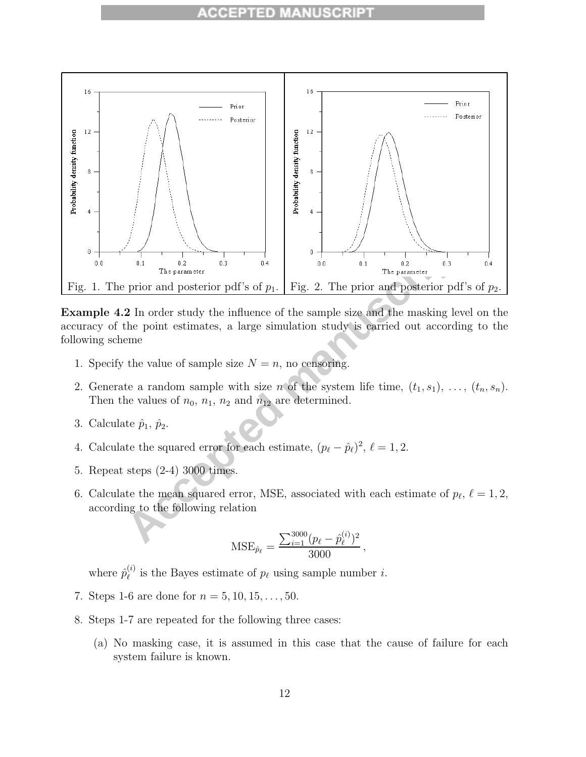Fig. 1. The prior and posterior pdf's of $p_1$.

Fig. 2. The prior and posterior pdf's of $p_2$.

**Example 4.2** In order study the influence of the sample size and the masking level on the accuracy of the point estimates, a large simulation study is carried out according to the following scheme

1. Specify the value of sample size $N = n$, no censoring.
2. Generate a random sample with size $n$ of the system life time, $(t_1, s_1), \ldots, (t_n, s_n)$. Then the values of $n_0$, $n_1$, $n_2$ and $n_{12}$ are determined.
3. Calculate $\hat{p}_1$, $\hat{p}_2$.
4. Calculate the squared error for each estimate, $(p_\ell - \hat{p}_\ell)^2$, $\ell = 1, 2$.
5. Repeat steps (2-4) 3000 times.
6. Calculate the mean squared error, MSE, associated with each estimate of $p_\ell$, $\ell = 1, 2$, according to the following relation

$$\mathrm{MSE}_{\hat{p}_\ell} = \frac{\sum_{i=1}^{3000}(p_\ell - \hat{p}_\ell^{(i)})^2}{3000},$$

   where $\hat{p}_\ell^{(i)}$ is the Bayes estimate of $p_\ell$ using sample number $i$.

7. Steps 1-6 are done for $n = 5, 10, 15, \ldots, 50$.
8. Steps 1-7 are repeated for the following three cases:
   (a) No masking case, it is assumed in this case that the cause of failure for each system failure is known.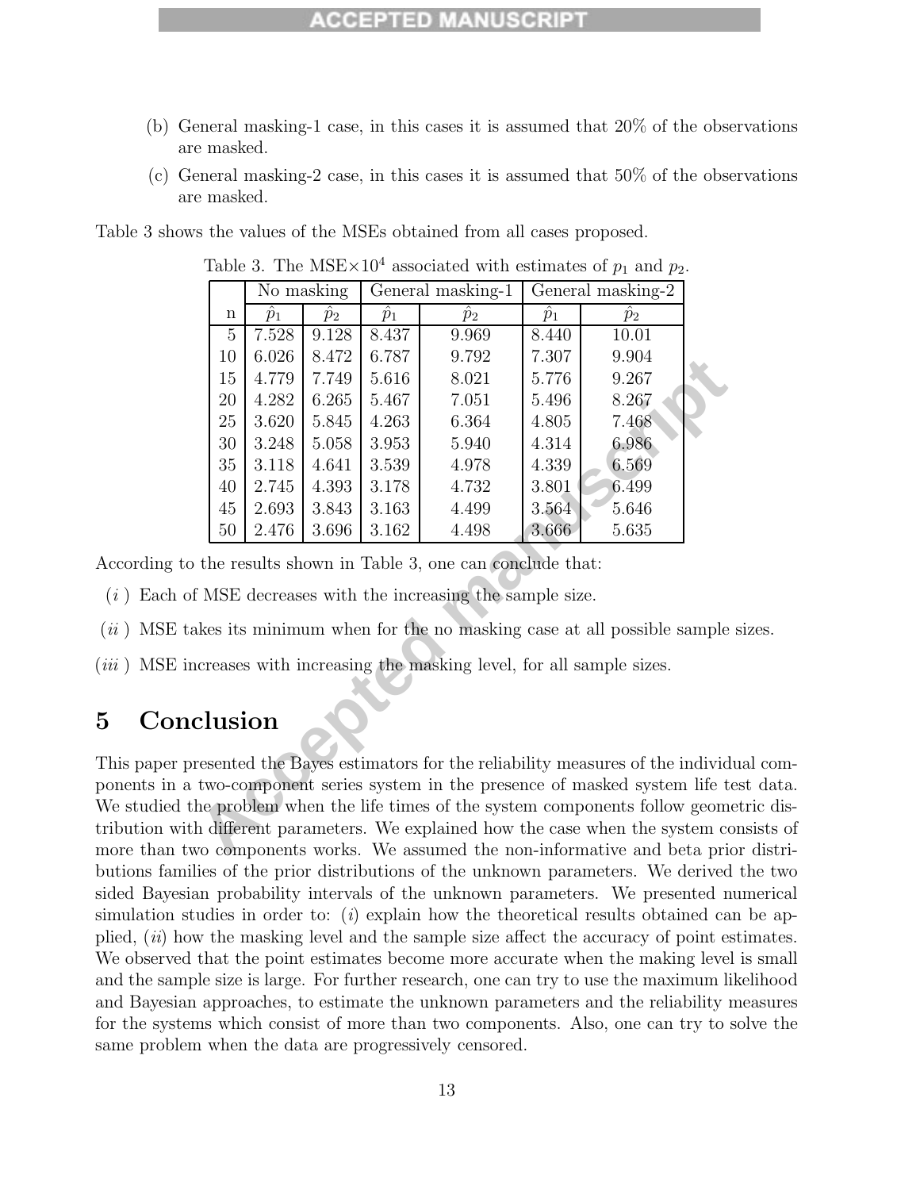(b) General masking-1 case, in this cases it is assumed that 20% of the observations are masked.

(c) General masking-2 case, in this cases it is assumed that 50% of the observations are masked.

Table 3 shows the values of the MSEs obtained from all cases proposed.

Table 3. The MSE$\times 10^4$ associated with estimates of $p_1$ and $p_2$.

| | No masking | | General masking-1 | | General masking-2 | |
|---|---|---|---|---|---|---|
| n | $\hat{p}_1$ | $\hat{p}_2$ | $\hat{p}_1$ | $\hat{p}_2$ | $\hat{p}_1$ | $\hat{p}_2$ |
| 5 | 7.528 | 9.128 | 8.437 | 9.969 | 8.440 | 10.01 |
| 10 | 6.026 | 8.472 | 6.787 | 9.792 | 7.307 | 9.904 |
| 15 | 4.779 | 7.749 | 5.616 | 8.021 | 5.776 | 9.267 |
| 20 | 4.282 | 6.265 | 5.467 | 7.051 | 5.496 | 8.267 |
| 25 | 3.620 | 5.845 | 4.263 | 6.364 | 4.805 | 7.468 |
| 30 | 3.248 | 5.058 | 3.953 | 5.940 | 4.314 | 6.986 |
| 35 | 3.118 | 4.641 | 3.539 | 4.978 | 4.339 | 6.569 |
| 40 | 2.745 | 4.393 | 3.178 | 4.732 | 3.801 | 6.499 |
| 45 | 2.693 | 3.843 | 3.163 | 4.499 | 3.564 | 5.646 |
| 50 | 2.476 | 3.696 | 3.162 | 4.498 | 3.666 | 5.635 |

According to the results shown in Table 3, one can conclude that:

($i$) Each of MSE decreases with the increasing the sample size.

($ii$) MSE takes its minimum when for the no masking case at all possible sample sizes.

($iii$) MSE increases with increasing the masking level, for all sample sizes.

# 5 Conclusion

This paper presented the Bayes estimators for the reliability measures of the individual components in a two-component series system in the presence of masked system life test data. We studied the problem when the life times of the system components follow geometric distribution with different parameters. We explained how the case when the system consists of more than two components works. We assumed the non-informative and beta prior distributions families of the prior distributions of the unknown parameters. We derived the two sided Bayesian probability intervals of the unknown parameters. We presented numerical simulation studies in order to: ($i$) explain how the theoretical results obtained can be applied, ($ii$) how the masking level and the sample size affect the accuracy of point estimates. We observed that the point estimates become more accurate when the making level is small and the sample size is large. For further research, one can try to use the maximum likelihood and Bayesian approaches, to estimate the unknown parameters and the reliability measures for the systems which consist of more than two components. Also, one can try to solve the same problem when the data are progressively censored.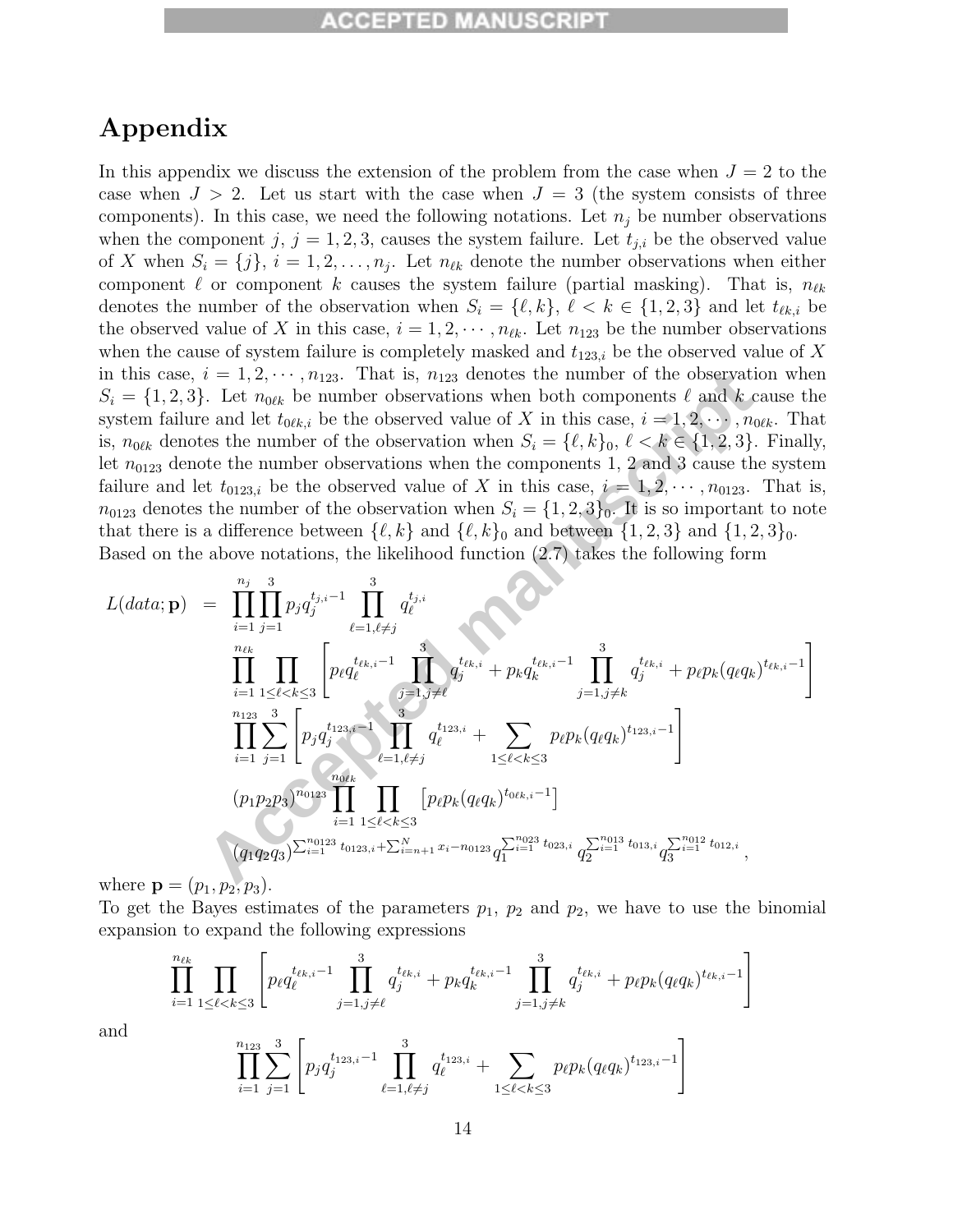# Appendix

In this appendix we discuss the extension of the problem from the case when $J = 2$ to the case when $J > 2$. Let us start with the case when $J = 3$ (the system consists of three components). In this case, we need the following notations. Let $n_j$ be number observations when the component $j$, $j = 1, 2, 3$, causes the system failure. Let $t_{j,i}$ be the observed value of $X$ when $S_i = \{j\}$, $i = 1, 2, \ldots, n_j$. Let $n_{\ell k}$ denote the number observations when either component $\ell$ or component $k$ causes the system failure (partial masking). That is, $n_{\ell k}$ denotes the number of the observation when $S_i = \{\ell, k\}$, $\ell < k \in \{1, 2, 3\}$ and let $t_{\ell k,i}$ be the observed value of $X$ in this case, $i = 1, 2, \cdots, n_{\ell k}$. Let $n_{123}$ be the number observations when the cause of system failure is completely masked and $t_{123,i}$ be the observed value of $X$ in this case, $i = 1, 2, \cdots, n_{123}$. That is, $n_{123}$ denotes the number of the observation when $S_i = \{1, 2, 3\}$. Let $n_{0\ell k}$ be number observations when both components $\ell$ and $k$ cause the system failure and let $t_{0\ell k,i}$ be the observed value of $X$ in this case, $i = 1, 2, \cdots, n_{0\ell k}$. That is, $n_{0\ell k}$ denotes the number of the observation when $S_i = \{\ell, k\}_0$, $\ell < k \in \{1, 2, 3\}$. Finally, let $n_{0123}$ denote the number observations when the components 1, 2 and 3 cause the system failure and let $t_{0123,i}$ be the observed value of $X$ in this case, $i = 1, 2, \cdots, n_{0123}$. That is, $n_{0123}$ denotes the number of the observation when $S_i = \{1, 2, 3\}_0$. It is so important to note that there is a difference between $\{\ell, k\}$ and $\{\ell, k\}_0$ and between $\{1, 2, 3\}$ and $\{1, 2, 3\}_0$. Based on the above notations, the likelihood function (2.7) takes the following form

$$
\begin{aligned}
L(data; \mathbf{p}) \;=\; & \prod_{i=1}^{n_j} \prod_{j=1}^{3} p_j q_j^{t_{j,i}-1} \prod_{\ell=1, \ell \neq j}^{3} q_\ell^{t_{j,i}} \\
& \prod_{i=1}^{n_{\ell k}} \prod_{1 \leq \ell < k \leq 3} \left[ p_\ell q_\ell^{t_{\ell k,i}-1} \prod_{j=1, j\neq \ell}^{3} q_j^{t_{\ell k,i}} + p_k q_k^{t_{\ell k,i}-1} \prod_{j=1, j \neq k}^{3} q_j^{t_{\ell k,i}} + p_\ell p_k (q_\ell q_k)^{t_{\ell k,i}-1} \right] \\
& \prod_{i=1}^{n_{123}} \sum_{j=1}^{3} \left[ p_j q_j^{t_{123,i}-1} \prod_{\ell=1, \ell \neq j}^{3} q_\ell^{t_{123,i}} + \sum_{1 \leq \ell < k \leq 3} p_\ell p_k (q_\ell q_k)^{t_{123,i}-1} \right] \\
& (p_1 p_2 p_3)^{n_{0123}} \prod_{i=1}^{n_{0\ell k}} \prod_{1 \leq \ell < k \leq 3} \left[ p_\ell p_k (q_\ell q_k)^{t_{0\ell k,i}-1} \right] \\
& (q_1 q_2 q_3)^{\sum_{i=1}^{n_{0123}} t_{0123,i} + \sum_{i=n+1}^{N} x_i - n_{0123}} q_1^{\sum_{i=1}^{n_{023}} t_{023,i}} q_2^{\sum_{i=1}^{n_{013}} t_{013,i}} q_3^{\sum_{i=1}^{n_{012}} t_{012,i}},
\end{aligned}
$$

where $\mathbf{p} = (p_1, p_2, p_3)$.

To get the Bayes estimates of the parameters $p_1$, $p_2$ and $p_2$, we have to use the binomial expansion to expand the following expressions

$$
\prod_{i=1}^{n_{\ell k}} \prod_{1 \leq \ell < k \leq 3} \left[ p_\ell q_\ell^{t_{\ell k,i}-1} \prod_{j=1, j\neq \ell}^{3} q_j^{t_{\ell k,i}} + p_k q_k^{t_{\ell k,i}-1} \prod_{j=1, j \neq k}^{3} q_j^{t_{\ell k,i}} + p_\ell p_k (q_\ell q_k)^{t_{\ell k,i}-1} \right]
$$

and

$$
\prod_{i=1}^{n_{123}} \sum_{j=1}^{3} \left[ p_j q_j^{t_{123,i}-1} \prod_{\ell=1, \ell \neq j}^{3} q_\ell^{t_{123,i}} + \sum_{1 \leq \ell < k \leq 3} p_\ell p_k (q_\ell q_k)^{t_{123,i}-1} \right]
$$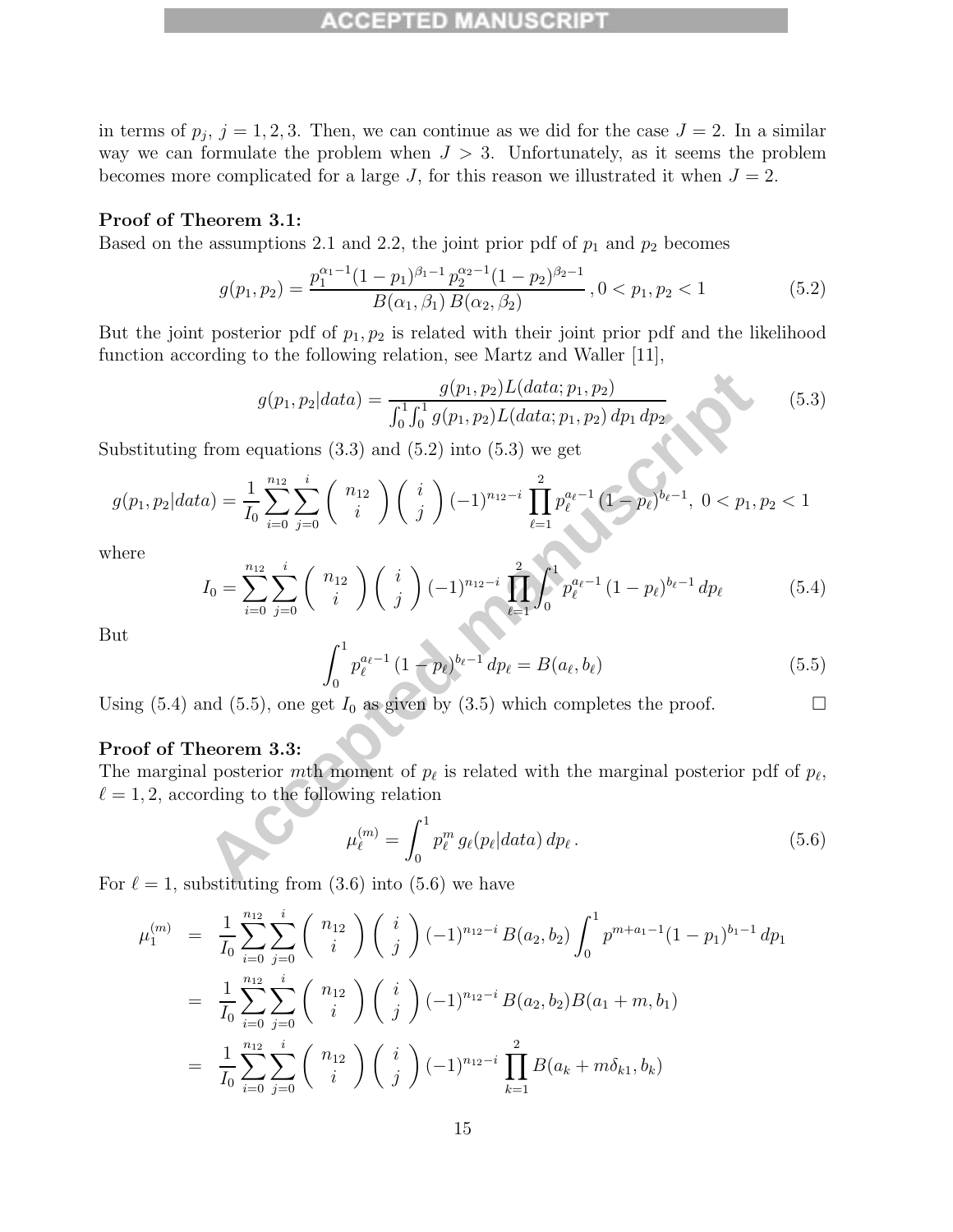in terms of $p_j$, $j = 1, 2, 3$. Then, we can continue as we did for the case $J = 2$. In a similar way we can formulate the problem when $J > 3$. Unfortunately, as it seems the problem becomes more complicated for a large $J$, for this reason we illustrated it when $J = 2$.

**Proof of Theorem 3.1:**
Based on the assumptions 2.1 and 2.2, the joint prior pdf of $p_1$ and $p_2$ becomes

$$g(p_1, p_2) = \frac{p_1^{\alpha_1 - 1}(1-p_1)^{\beta_1 - 1}\, p_2^{\alpha_2 - 1}(1-p_2)^{\beta_2 - 1}}{B(\alpha_1, \beta_1)\, B(\alpha_2, \beta_2)}\,, 0 < p_1, p_2 < 1 \tag{5.2}$$

But the joint posterior pdf of $p_1, p_2$ is related with their joint prior pdf and the likelihood function according to the following relation, see Martz and Waller [11],

$$g(p_1, p_2|data) = \frac{g(p_1, p_2) L(data; p_1, p_2)}{\int_0^1 \int_0^1 g(p_1, p_2) L(data; p_1, p_2)\, dp_1\, dp_2} \tag{5.3}$$

Substituting from equations (3.3) and (5.2) into (5.3) we get

$$g(p_1, p_2|data) = \frac{1}{I_0} \sum_{i=0}^{n_{12}} \sum_{j=0}^{i} \binom{n_{12}}{i} \binom{i}{j} (-1)^{n_{12}-i} \prod_{\ell=1}^{2} p_\ell^{a_\ell - 1} (1-p_\ell)^{b_\ell - 1},\ 0 < p_1, p_2 < 1$$

where

$$I_0 = \sum_{i=0}^{n_{12}} \sum_{j=0}^{i} \binom{n_{12}}{i} \binom{i}{j} (-1)^{n_{12}-i} \prod_{\ell=1}^{2} \int_0^1 p_\ell^{a_\ell - 1} (1-p_\ell)^{b_\ell - 1}\, dp_\ell \tag{5.4}$$

But

$$\int_0^1 p_\ell^{a_\ell - 1} (1-p_\ell)^{b_\ell - 1}\, dp_\ell = B(a_\ell, b_\ell) \tag{5.5}$$

Using (5.4) and (5.5), one get $I_0$ as given by (3.5) which completes the proof. □

**Proof of Theorem 3.3:**
The marginal posterior $m$th moment of $p_\ell$ is related with the marginal posterior pdf of $p_\ell$, $\ell = 1, 2$, according to the following relation

$$\mu_\ell^{(m)} = \int_0^1 p_\ell^m\, g_\ell(p_\ell|data)\, dp_\ell\,. \tag{5.6}$$

For $\ell = 1$, substituting from (3.6) into (5.6) we have

$$\begin{aligned}
\mu_1^{(m)} &= \frac{1}{I_0} \sum_{i=0}^{n_{12}} \sum_{j=0}^{i} \binom{n_{12}}{i} \binom{i}{j} (-1)^{n_{12}-i} B(a_2, b_2) \int_0^1 p^{m+a_1-1}(1-p_1)^{b_1-1}\, dp_1 \\
&= \frac{1}{I_0} \sum_{i=0}^{n_{12}} \sum_{j=0}^{i} \binom{n_{12}}{i} \binom{i}{j} (-1)^{n_{12}-i} B(a_2, b_2) B(a_1 + m, b_1) \\
&= \frac{1}{I_0} \sum_{i=0}^{n_{12}} \sum_{j=0}^{i} \binom{n_{12}}{i} \binom{i}{j} (-1)^{n_{12}-i} \prod_{k=1}^{2} B(a_k + m\delta_{k1}, b_k)
\end{aligned}$$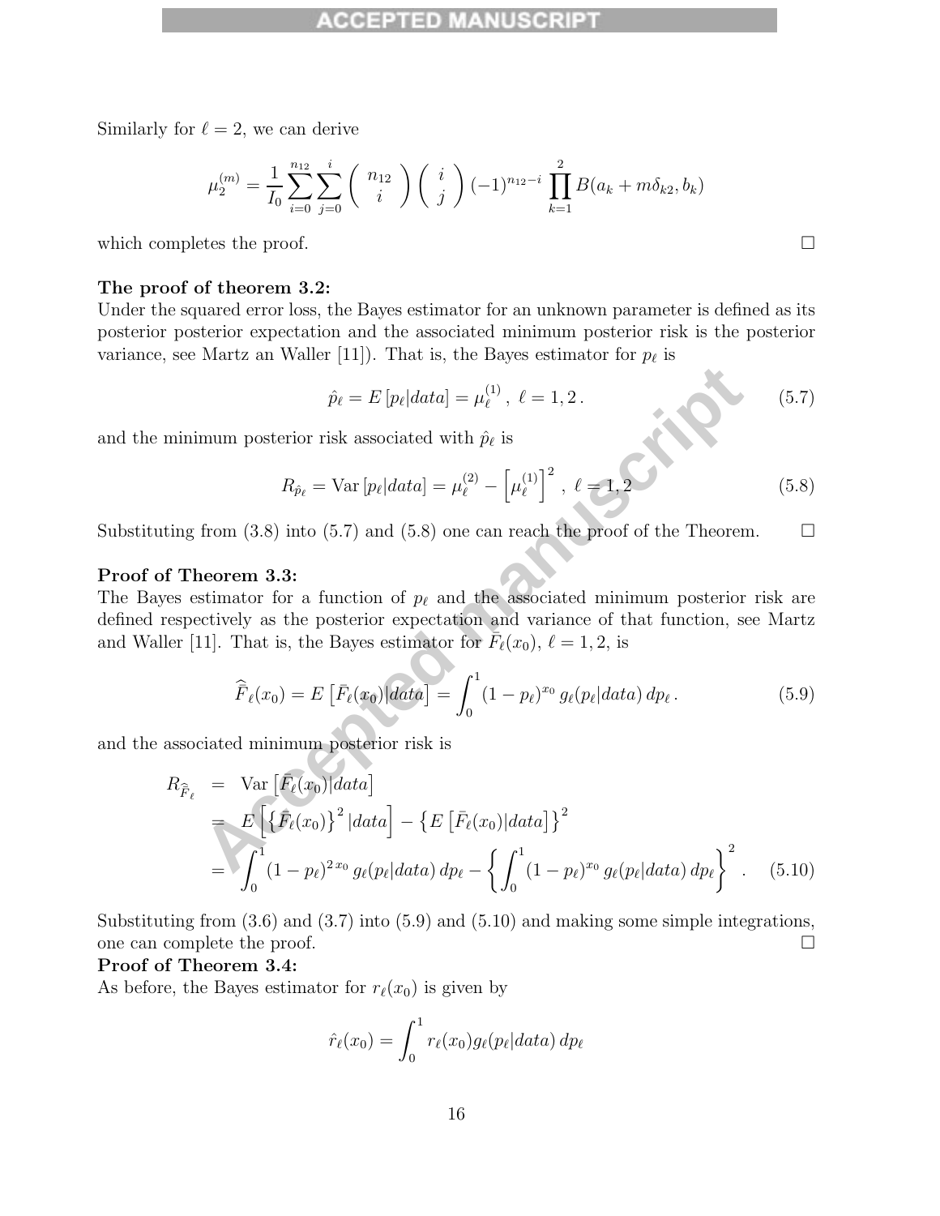Similarly for $\ell = 2$, we can derive

$$\mu_2^{(m)} = \frac{1}{I_0} \sum_{i=0}^{n_{12}} \sum_{j=0}^{i} \left( \begin{array}{c} n_{12} \\ i \end{array} \right) \left( \begin{array}{c} i \\ j \end{array} \right) (-1)^{n_{12}-i} \prod_{k=1}^{2} B(a_k + m\delta_{k2}, b_k)$$

which completes the proof. □

**The proof of theorem 3.2:**
Under the squared error loss, the Bayes estimator for an unknown parameter is defined as its posterior posterior expectation and the associated minimum posterior risk is the posterior variance, see Martz an Waller [11]). That is, the Bayes estimator for $p_\ell$ is

$$\hat{p}_\ell = E\left[p_\ell | data\right] = \mu_\ell^{(1)}, \ \ell = 1, 2 \,. \tag{5.7}$$

and the minimum posterior risk associated with $\hat{p}_\ell$ is

$$R_{\hat{p}_\ell} = \mathrm{Var}\left[p_\ell | data\right] = \mu_\ell^{(2)} - \left[\mu_\ell^{(1)}\right]^2, \ \ell = 1, 2 \tag{5.8}$$

Substituting from (3.8) into (5.7) and (5.8) one can reach the proof of the Theorem. □

**Proof of Theorem 3.3:**
The Bayes estimator for a function of $p_\ell$ and the associated minimum posterior risk are defined respectively as the posterior expectation and variance of that function, see Martz and Waller [11]. That is, the Bayes estimator for $\bar{F}_\ell(x_0)$, $\ell = 1, 2$, is

$$\widehat{\bar{F}}_\ell(x_0) = E\left[\bar{F}_\ell(x_0) | data\right] = \int_0^1 (1 - p_\ell)^{x_0} \, g_\ell(p_\ell | data) \, dp_\ell \,. \tag{5.9}$$

and the associated minimum posterior risk is

$$\begin{aligned} R_{\widehat{\bar{F}}_\ell} &= \mathrm{Var}\left[\bar{F}_\ell(x_0) | data\right] \\ &= E\left[\left\{\bar{F}_\ell(x_0)\right\}^2 | data\right] - \left\{E\left[\bar{F}_\ell(x_0) | data\right]\right\}^2 \\ &= \int_0^1 (1 - p_\ell)^{2\,x_0} \, g_\ell(p_\ell | data) \, dp_\ell - \left\{\int_0^1 (1 - p_\ell)^{x_0} \, g_\ell(p_\ell | data) \, dp_\ell\right\}^2 . \end{aligned} \tag{5.10}$$

Substituting from (3.6) and (3.7) into (5.9) and (5.10) and making some simple integrations, one can complete the proof. □

**Proof of Theorem 3.4:**
As before, the Bayes estimator for $r_\ell(x_0)$ is given by

$$\hat{r}_\ell(x_0) = \int_0^1 r_\ell(x_0) g_\ell(p_\ell | data) \, dp_\ell$$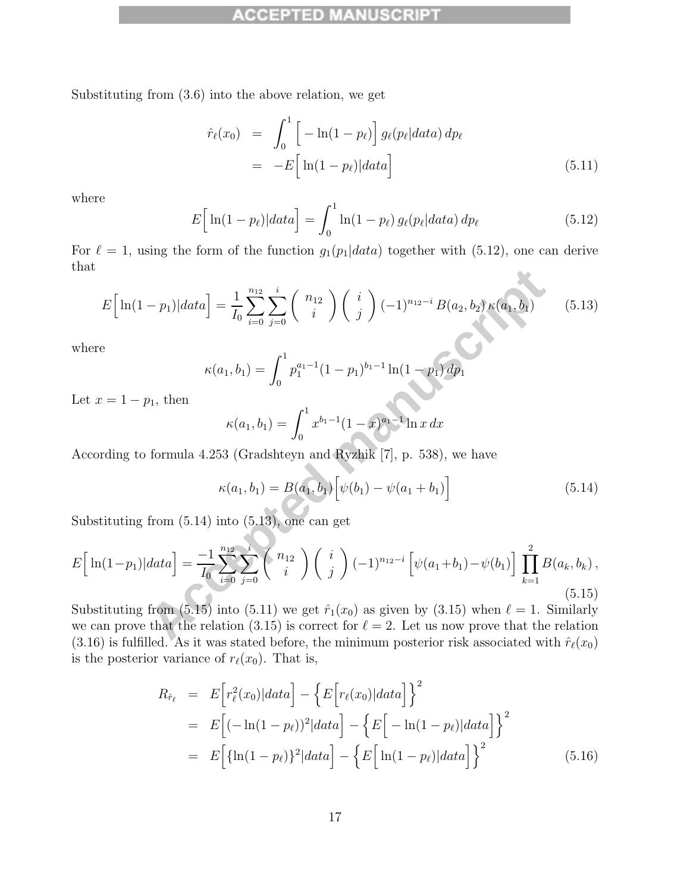Substituting from (3.6) into the above relation, we get

$$
\begin{aligned}
\hat{r}_\ell(x_0) &= \int_0^1 \Big[ -\ln(1-p_\ell)\Big]\, g_\ell(p_\ell|data)\, dp_\ell \\
&= -E\Big[ \ln(1-p_\ell)|data\Big]
\end{aligned}
\tag{5.11}
$$

where

$$
E\Big[ \ln(1-p_\ell)|data\Big] = \int_0^1 \ln(1-p_\ell)\, g_\ell(p_\ell|data)\, dp_\ell \tag{5.12}
$$

For $\ell = 1$, using the form of the function $g_1(p_1|data)$ together with (5.12), one can derive that

$$
E\Big[ \ln(1-p_1)|data\Big] = \frac{1}{I_0} \sum_{i=0}^{n_{12}} \sum_{j=0}^{i} \binom{n_{12}}{i} \binom{i}{j} (-1)^{n_{12}-i}\, B(a_2, b_2)\, \kappa(a_1, b_1) \tag{5.13}
$$

where

$$
\kappa(a_1, b_1) = \int_0^1 p_1^{a_1-1}(1-p_1)^{b_1-1} \ln(1-p_1)\, dp_1
$$

Let $x = 1 - p_1$, then

$$
\kappa(a_1, b_1) = \int_0^1 x^{b_1-1}(1-x)^{a_1-1} \ln x\, dx
$$

According to formula 4.253 (Gradshteyn and Ryzhik [7], p. 538), we have

$$
\kappa(a_1, b_1) = B(a_1, b_1)\Big[\psi(b_1) - \psi(a_1+b_1)\Big] \tag{5.14}
$$

Substituting from (5.14) into (5.13), one can get

$$
E\Big[ \ln(1-p_1)|data\Big] = \frac{-1}{I_0} \sum_{i=0}^{n_{12}} \sum_{j=0}^{i} \binom{n_{12}}{i} \binom{i}{j} (-1)^{n_{12}-i} \Big[\psi(a_1+b_1) - \psi(b_1)\Big] \prod_{k=1}^{2} B(a_k, b_k)\,, \tag{5.15}
$$

Substituting from (5.15) into (5.11) we get $\hat{r}_1(x_0)$ as given by (3.15) when $\ell = 1$. Similarly we can prove that the relation (3.15) is correct for $\ell = 2$. Let us now prove that the relation (3.16) is fulfilled. As it was stated before, the minimum posterior risk associated with $\hat{r}_\ell(x_0)$ is the posterior variance of $r_\ell(x_0)$. That is,

$$
\begin{aligned}
R_{\hat{r}_\ell} &= E\Big[r_\ell^2(x_0)|data\Big] - \Big\{E\Big[r_\ell(x_0)|data\Big]\Big\}^2 \\
&= E\Big[(-\ln(1-p_\ell))^2|data\Big] - \Big\{E\Big[-\ln(1-p_\ell)|data\Big]\Big\}^2 \\
&= E\Big[\{\ln(1-p_\ell)\}^2|data\Big] - \Big\{E\Big[\ln(1-p_\ell)|data\Big]\Big\}^2
\end{aligned}
\tag{5.16}
$$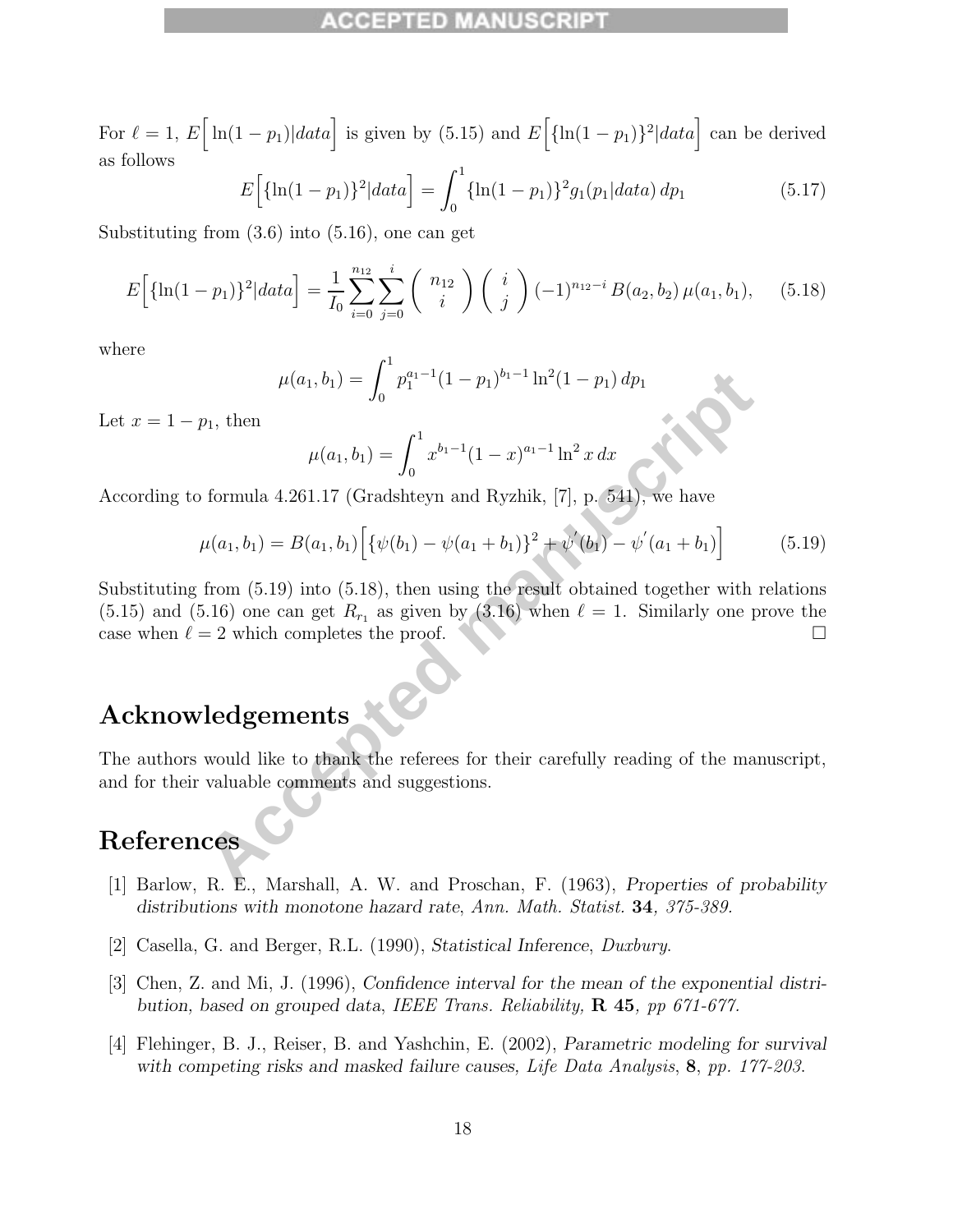For $\ell = 1$, $E\Big[\ln(1-p_1)|data\Big]$ is given by (5.15) and $E\Big[\{\ln(1-p_1)\}^2|data\Big]$ can be derived as follows

$$E\Big[\{\ln(1-p_1)\}^2|data\Big] = \int_0^1 \{\ln(1-p_1)\}^2 g_1(p_1|data)\, dp_1 \tag{5.17}$$

Substituting from (3.6) into (5.16), one can get

$$E\Big[\{\ln(1-p_1)\}^2|data\Big] = \frac{1}{I_0}\sum_{i=0}^{n_{12}}\sum_{j=0}^{i}\binom{n_{12}}{i}\binom{i}{j}(-1)^{n_{12}-i}\, B(a_2,b_2)\,\mu(a_1,b_1), \tag{5.18}$$

where

$$\mu(a_1,b_1) = \int_0^1 p_1^{a_1-1}(1-p_1)^{b_1-1}\ln^2(1-p_1)\, dp_1$$

Let $x = 1-p_1$, then

$$\mu(a_1,b_1) = \int_0^1 x^{b_1-1}(1-x)^{a_1-1}\ln^2 x\, dx$$

According to formula 4.261.17 (Gradshteyn and Ryzhik, [7], p. 541), we have

$$\mu(a_1,b_1) = B(a_1,b_1)\Big[\{\psi(b_1)-\psi(a_1+b_1)\}^2 + \psi^{'}(b_1) - \psi^{'}(a_1+b_1)\Big] \tag{5.19}$$

Substituting from (5.19) into (5.18), then using the result obtained together with relations (5.15) and (5.16) one can get $R_{r_1}$ as given by (3.16) when $\ell = 1$. Similarly one prove the case when $\ell = 2$ which completes the proof. □

## Acknowledgements

The authors would like to thank the referees for their carefully reading of the manuscript, and for their valuable comments and suggestions.

## References

[1] Barlow, R. E., Marshall, A. W. and Proschan, F. (1963), *Properties of probability distributions with monotone hazard rate*, *Ann. Math. Statist.* **34**, *375-389*.

[2] Casella, G. and Berger, R.L. (1990), *Statistical Inference*, *Duxbury*.

[3] Chen, Z. and Mi, J. (1996), *Confidence interval for the mean of the exponential distribution, based on grouped data*, *IEEE Trans. Reliability,* **R 45**, *pp 671-677*.

[4] Flehinger, B. J., Reiser, B. and Yashchin, E. (2002), *Parametric modeling for survival with competing risks and masked failure causes*, *Life Data Analysis*, **8**, *pp. 177-203*.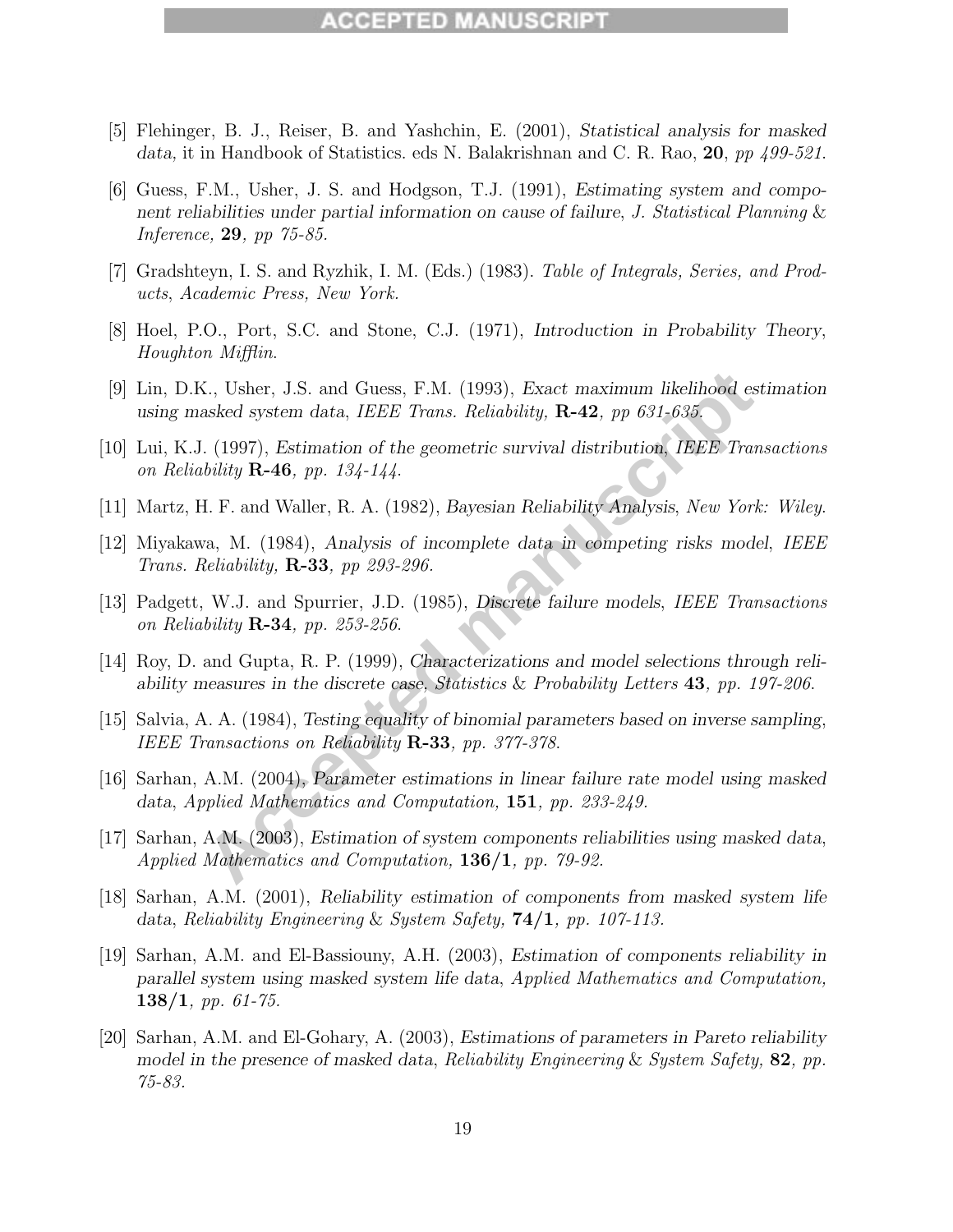[5] Flehinger, B. J., Reiser, B. and Yashchin, E. (2001), *Statistical analysis for masked data,* it in Handbook of Statistics. eds N. Balakrishnan and C. R. Rao, **20**, *pp 499-521.*

[6] Guess, F.M., Usher, J. S. and Hodgson, T.J. (1991), *Estimating system and component reliabilities under partial information on cause of failure*, *J. Statistical Planning & Inference,* **29***, pp 75-85.*

[7] Gradshteyn, I. S. and Ryzhik, I. M. (Eds.) (1983). *Table of Integrals, Series, and Products*, *Academic Press, New York.*

[8] Hoel, P.O., Port, S.C. and Stone, C.J. (1971), *Introduction in Probability Theory*, *Houghton Mifflin*.

[9] Lin, D.K., Usher, J.S. and Guess, F.M. (1993), *Exact maximum likelihood estimation using masked system data*, *IEEE Trans. Reliability,* **R-42***, pp 631-635.*

[10] Lui, K.J. (1997), *Estimation of the geometric survival distribution*, *IEEE Transactions on Reliability* **R-46***, pp. 134-144.*

[11] Martz, H. F. and Waller, R. A. (1982), *Bayesian Reliability Analysis*, *New York: Wiley.*

[12] Miyakawa, M. (1984), *Analysis of incomplete data in competing risks model*, *IEEE Trans. Reliability,* **R-33***, pp 293-296.*

[13] Padgett, W.J. and Spurrier, J.D. (1985), *Discrete failure models*, *IEEE Transactions on Reliability* **R-34***, pp. 253-256.*

[14] Roy, D. and Gupta, R. P. (1999), *Characterizations and model selections through reliability measures in the discrete case*, *Statistics & Probability Letters* **43***, pp. 197-206.*

[15] Salvia, A. A. (1984), *Testing equality of binomial parameters based on inverse sampling*, *IEEE Transactions on Reliability* **R-33***, pp. 377-378.*

[16] Sarhan, A.M. (2004), *Parameter estimations in linear failure rate model using masked data*, *Applied Mathematics and Computation,* **151***, pp. 233-249.*

[17] Sarhan, A.M. (2003), *Estimation of system components reliabilities using masked data*, *Applied Mathematics and Computation,* **136/1***, pp. 79-92.*

[18] Sarhan, A.M. (2001), *Reliability estimation of components from masked system life data*, *Reliability Engineering & System Safety,* **74/1***, pp. 107-113.*

[19] Sarhan, A.M. and El-Bassiouny, A.H. (2003), *Estimation of components reliability in parallel system using masked system life data*, *Applied Mathematics and Computation,* **138/1***, pp. 61-75.*

[20] Sarhan, A.M. and El-Gohary, A. (2003), *Estimations of parameters in Pareto reliability model in the presence of masked data*, *Reliability Engineering & System Safety,* **82***, pp. 75-83.*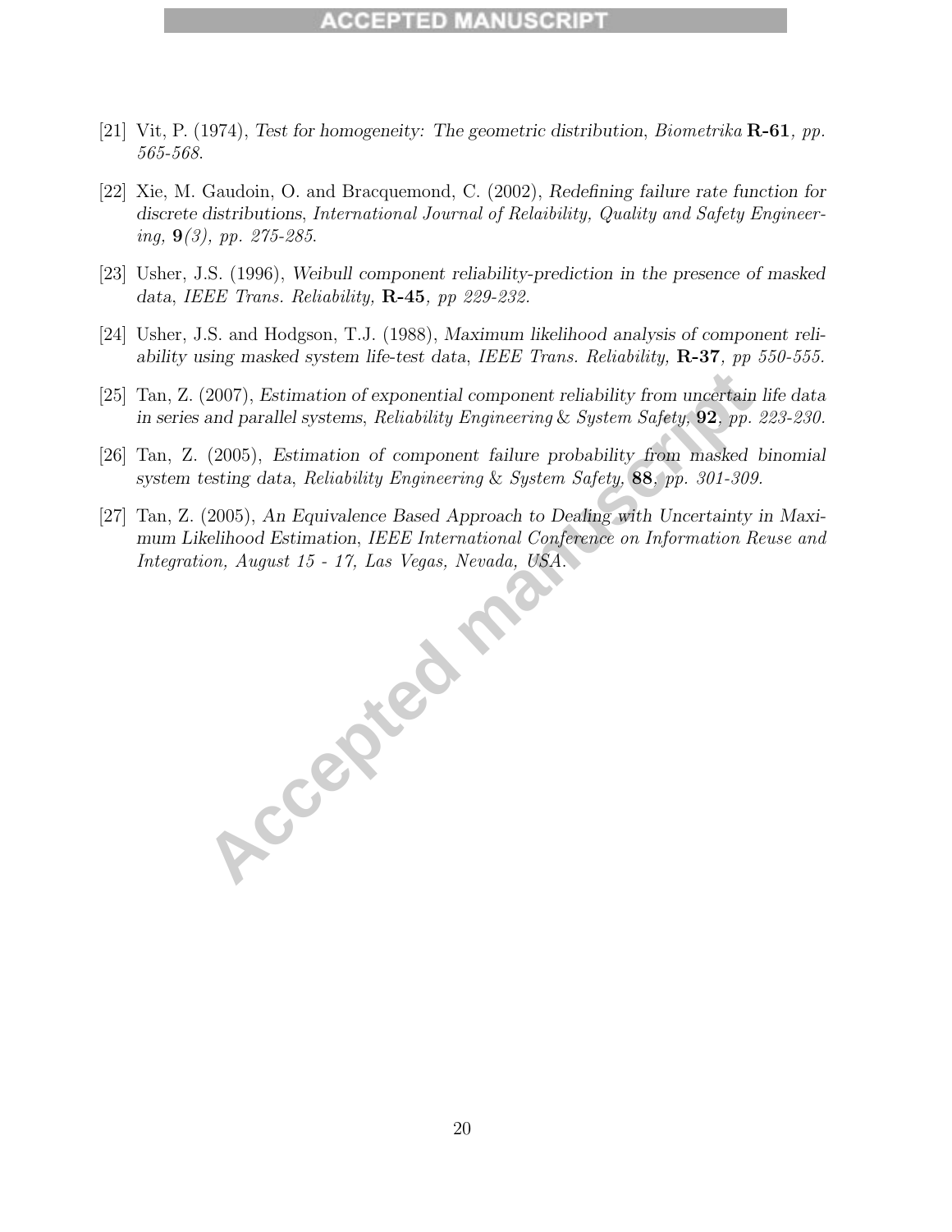[21] Vit, P. (1974), *Test for homogeneity: The geometric distribution*, *Biometrika* **R-61**, *pp. 565-568.*

[22] Xie, M. Gaudoin, O. and Bracquemond, C. (2002), *Redefining failure rate function for discrete distributions*, *International Journal of Relaibility, Quality and Safety Engineering,* **9***(3), pp. 275-285.*

[23] Usher, J.S. (1996), *Weibull component reliability-prediction in the presence of masked data*, *IEEE Trans. Reliability,* **R-45***, pp 229-232.*

[24] Usher, J.S. and Hodgson, T.J. (1988), *Maximum likelihood analysis of component reliability using masked system life-test data*, *IEEE Trans. Reliability,* **R-37***, pp 550-555.*

[25] Tan, Z. (2007), *Estimation of exponential component reliability from uncertain life data in series and parallel systems*, *Reliability Engineering* & *System Safety,* **92***, pp. 223-230.*

[26] Tan, Z. (2005), *Estimation of component failure probability from masked binomial system testing data*, *Reliability Engineering* & *System Safety,* **88***, pp. 301-309.*

[27] Tan, Z. (2005), *An Equivalence Based Approach to Dealing with Uncertainty in Maximum Likelihood Estimation*, *IEEE International Conference on Information Reuse and Integration, August 15 - 17, Las Vegas, Nevada, USA.*